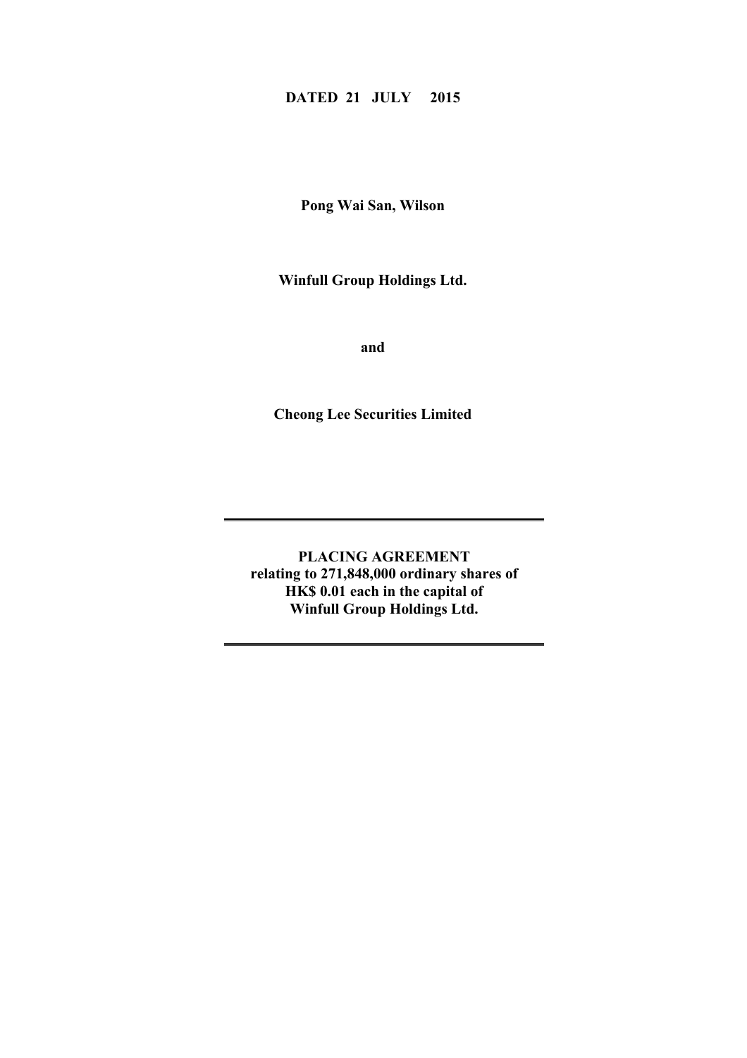**DATED 21 JULY 2015**

**Pong Wai San, Wilson**

**Winfull Group Holdings Ltd.**

**and**

**Cheong Lee Securities Limited**

---

**PLACING AGREEMENT**
**relating to 271,848,000 ordinary shares of**
**HK$ 0.01 each in the capital of**
**Winfull Group Holdings Ltd.**

---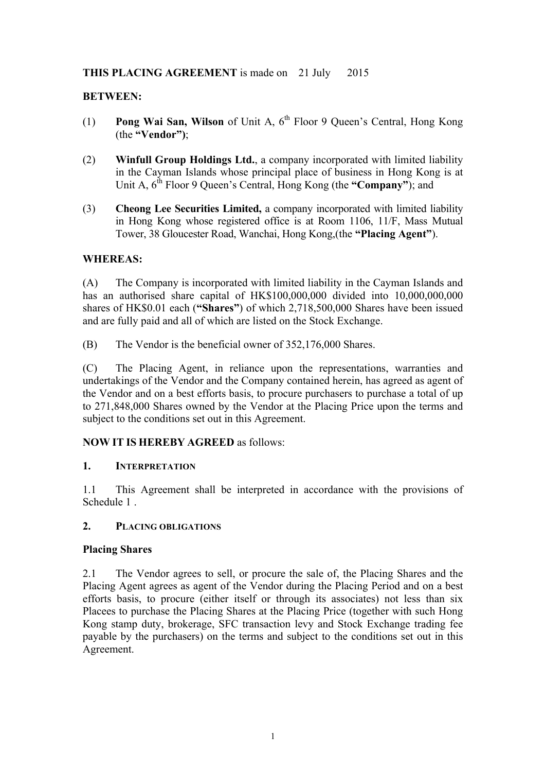**THIS PLACING AGREEMENT** is made on 21 July 2015

**BETWEEN:**

(1) **Pong Wai San, Wilson** of Unit A, 6th Floor 9 Queen's Central, Hong Kong (the **"Vendor"**);

(2) **Winfull Group Holdings Ltd.**, a company incorporated with limited liability in the Cayman Islands whose principal place of business in Hong Kong is at Unit A, 6th Floor 9 Queen's Central, Hong Kong (the **"Company"**); and

(3) **Cheong Lee Securities Limited,** a company incorporated with limited liability in Hong Kong whose registered office is at Room 1106, 11/F, Mass Mutual Tower, 38 Gloucester Road, Wanchai, Hong Kong,(the **"Placing Agent"**).

**WHEREAS:**

(A) The Company is incorporated with limited liability in the Cayman Islands and has an authorised share capital of HK$100,000,000 divided into 10,000,000,000 shares of HK$0.01 each (**"Shares"**) of which 2,718,500,000 Shares have been issued and are fully paid and all of which are listed on the Stock Exchange.

(B) The Vendor is the beneficial owner of 352,176,000 Shares.

(C) The Placing Agent, in reliance upon the representations, warranties and undertakings of the Vendor and the Company contained herein, has agreed as agent of the Vendor and on a best efforts basis, to procure purchasers to purchase a total of up to 271,848,000 Shares owned by the Vendor at the Placing Price upon the terms and subject to the conditions set out in this Agreement.

**NOW IT IS HEREBY AGREED** as follows:

## 1. INTERPRETATION

1.1 This Agreement shall be interpreted in accordance with the provisions of Schedule 1 .

## 2. PLACING OBLIGATIONS

**Placing Shares**

2.1 The Vendor agrees to sell, or procure the sale of, the Placing Shares and the Placing Agent agrees as agent of the Vendor during the Placing Period and on a best efforts basis, to procure (either itself or through its associates) not less than six Placees to purchase the Placing Shares at the Placing Price (together with such Hong Kong stamp duty, brokerage, SFC transaction levy and Stock Exchange trading fee payable by the purchasers) on the terms and subject to the conditions set out in this Agreement.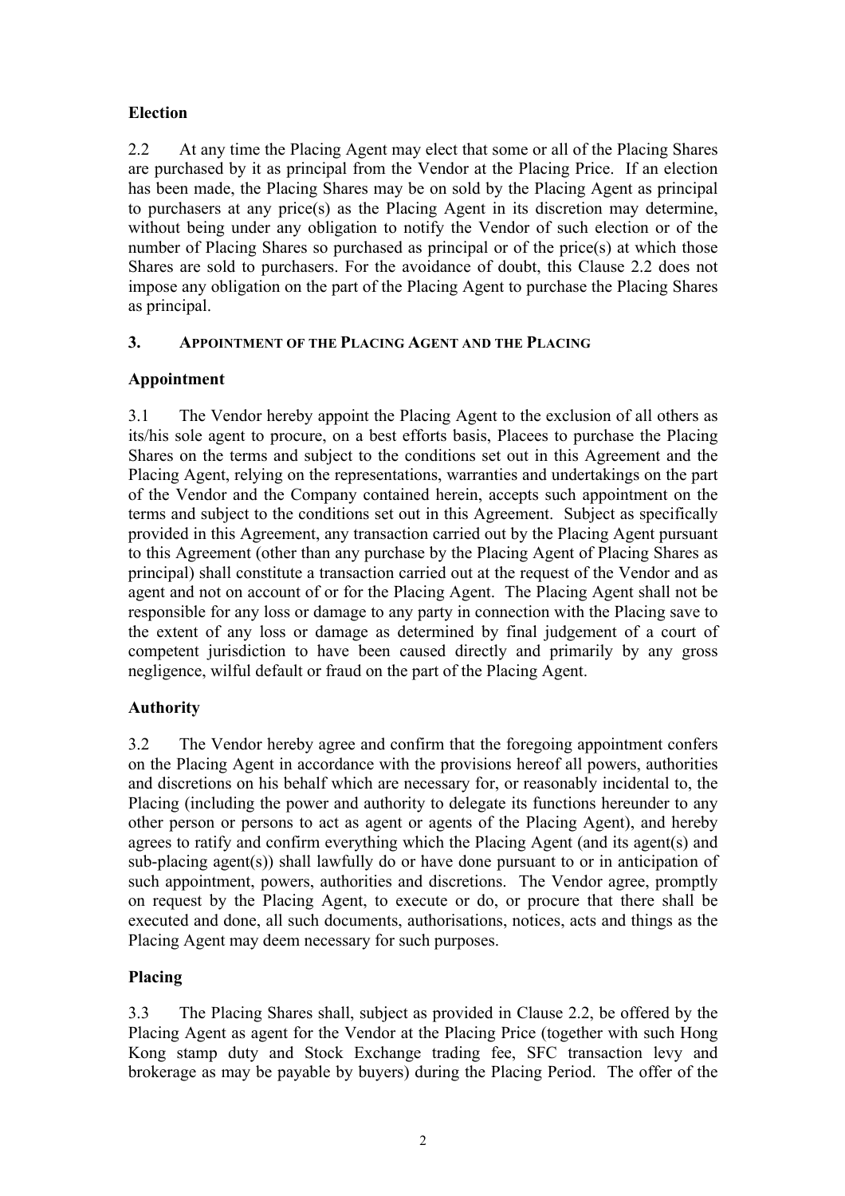**Election**

2.2 At any time the Placing Agent may elect that some or all of the Placing Shares are purchased by it as principal from the Vendor at the Placing Price. If an election has been made, the Placing Shares may be on sold by the Placing Agent as principal to purchasers at any price(s) as the Placing Agent in its discretion may determine, without being under any obligation to notify the Vendor of such election or of the number of Placing Shares so purchased as principal or of the price(s) at which those Shares are sold to purchasers. For the avoidance of doubt, this Clause 2.2 does not impose any obligation on the part of the Placing Agent to purchase the Placing Shares as principal.

## 3. APPOINTMENT OF THE PLACING AGENT AND THE PLACING

**Appointment**

3.1 The Vendor hereby appoint the Placing Agent to the exclusion of all others as its/his sole agent to procure, on a best efforts basis, Placees to purchase the Placing Shares on the terms and subject to the conditions set out in this Agreement and the Placing Agent, relying on the representations, warranties and undertakings on the part of the Vendor and the Company contained herein, accepts such appointment on the terms and subject to the conditions set out in this Agreement. Subject as specifically provided in this Agreement, any transaction carried out by the Placing Agent pursuant to this Agreement (other than any purchase by the Placing Agent of Placing Shares as principal) shall constitute a transaction carried out at the request of the Vendor and as agent and not on account of or for the Placing Agent. The Placing Agent shall not be responsible for any loss or damage to any party in connection with the Placing save to the extent of any loss or damage as determined by final judgement of a court of competent jurisdiction to have been caused directly and primarily by any gross negligence, wilful default or fraud on the part of the Placing Agent.

**Authority**

3.2 The Vendor hereby agree and confirm that the foregoing appointment confers on the Placing Agent in accordance with the provisions hereof all powers, authorities and discretions on his behalf which are necessary for, or reasonably incidental to, the Placing (including the power and authority to delegate its functions hereunder to any other person or persons to act as agent or agents of the Placing Agent), and hereby agrees to ratify and confirm everything which the Placing Agent (and its agent(s) and sub-placing agent(s)) shall lawfully do or have done pursuant to or in anticipation of such appointment, powers, authorities and discretions. The Vendor agree, promptly on request by the Placing Agent, to execute or do, or procure that there shall be executed and done, all such documents, authorisations, notices, acts and things as the Placing Agent may deem necessary for such purposes.

**Placing**

3.3 The Placing Shares shall, subject as provided in Clause 2.2, be offered by the Placing Agent as agent for the Vendor at the Placing Price (together with such Hong Kong stamp duty and Stock Exchange trading fee, SFC transaction levy and brokerage as may be payable by buyers) during the Placing Period. The offer of the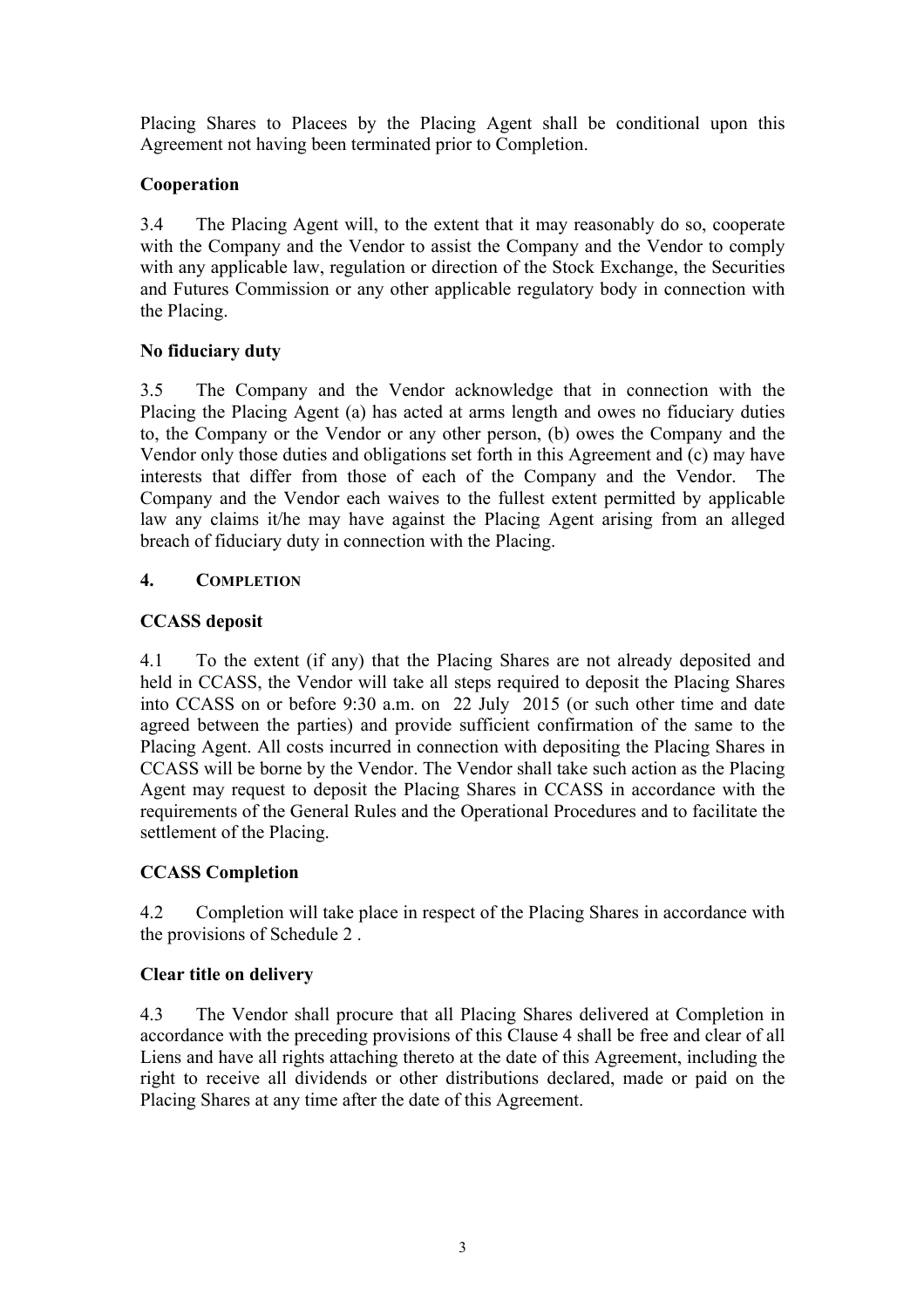Placing Shares to Placees by the Placing Agent shall be conditional upon this Agreement not having been terminated prior to Completion.

**Cooperation**

3.4 The Placing Agent will, to the extent that it may reasonably do so, cooperate with the Company and the Vendor to assist the Company and the Vendor to comply with any applicable law, regulation or direction of the Stock Exchange, the Securities and Futures Commission or any other applicable regulatory body in connection with the Placing.

**No fiduciary duty**

3.5 The Company and the Vendor acknowledge that in connection with the Placing the Placing Agent (a) has acted at arms length and owes no fiduciary duties to, the Company or the Vendor or any other person, (b) owes the Company and the Vendor only those duties and obligations set forth in this Agreement and (c) may have interests that differ from those of each of the Company and the Vendor. The Company and the Vendor each waives to the fullest extent permitted by applicable law any claims it/he may have against the Placing Agent arising from an alleged breach of fiduciary duty in connection with the Placing.

## 4. COMPLETION

**CCASS deposit**

4.1 To the extent (if any) that the Placing Shares are not already deposited and held in CCASS, the Vendor will take all steps required to deposit the Placing Shares into CCASS on or before 9:30 a.m. on 22 July 2015 (or such other time and date agreed between the parties) and provide sufficient confirmation of the same to the Placing Agent. All costs incurred in connection with depositing the Placing Shares in CCASS will be borne by the Vendor. The Vendor shall take such action as the Placing Agent may request to deposit the Placing Shares in CCASS in accordance with the requirements of the General Rules and the Operational Procedures and to facilitate the settlement of the Placing.

**CCASS Completion**

4.2 Completion will take place in respect of the Placing Shares in accordance with the provisions of Schedule 2 .

**Clear title on delivery**

4.3 The Vendor shall procure that all Placing Shares delivered at Completion in accordance with the preceding provisions of this Clause 4 shall be free and clear of all Liens and have all rights attaching thereto at the date of this Agreement, including the right to receive all dividends or other distributions declared, made or paid on the Placing Shares at any time after the date of this Agreement.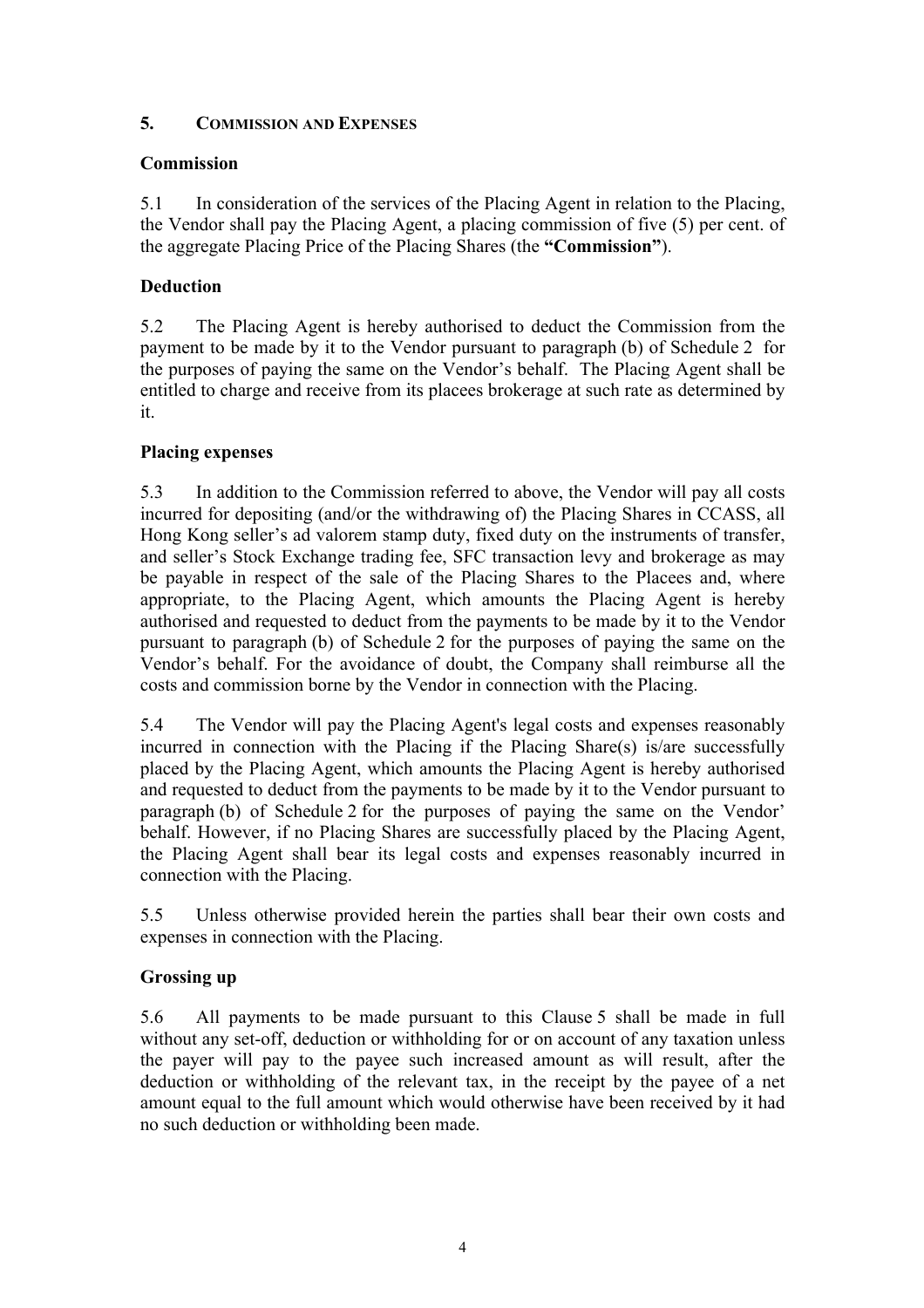## 5. COMMISSION AND EXPENSES

**Commission**

5.1 In consideration of the services of the Placing Agent in relation to the Placing, the Vendor shall pay the Placing Agent, a placing commission of five (5) per cent. of the aggregate Placing Price of the Placing Shares (the **"Commission"**).

**Deduction**

5.2 The Placing Agent is hereby authorised to deduct the Commission from the payment to be made by it to the Vendor pursuant to paragraph (b) of Schedule 2 for the purposes of paying the same on the Vendor's behalf. The Placing Agent shall be entitled to charge and receive from its placees brokerage at such rate as determined by it.

**Placing expenses**

5.3 In addition to the Commission referred to above, the Vendor will pay all costs incurred for depositing (and/or the withdrawing of) the Placing Shares in CCASS, all Hong Kong seller's ad valorem stamp duty, fixed duty on the instruments of transfer, and seller's Stock Exchange trading fee, SFC transaction levy and brokerage as may be payable in respect of the sale of the Placing Shares to the Placees and, where appropriate, to the Placing Agent, which amounts the Placing Agent is hereby authorised and requested to deduct from the payments to be made by it to the Vendor pursuant to paragraph (b) of Schedule 2 for the purposes of paying the same on the Vendor's behalf. For the avoidance of doubt, the Company shall reimburse all the costs and commission borne by the Vendor in connection with the Placing.

5.4 The Vendor will pay the Placing Agent's legal costs and expenses reasonably incurred in connection with the Placing if the Placing Share(s) is/are successfully placed by the Placing Agent, which amounts the Placing Agent is hereby authorised and requested to deduct from the payments to be made by it to the Vendor pursuant to paragraph (b) of Schedule 2 for the purposes of paying the same on the Vendor' behalf. However, if no Placing Shares are successfully placed by the Placing Agent, the Placing Agent shall bear its legal costs and expenses reasonably incurred in connection with the Placing.

5.5 Unless otherwise provided herein the parties shall bear their own costs and expenses in connection with the Placing.

**Grossing up**

5.6 All payments to be made pursuant to this Clause 5 shall be made in full without any set-off, deduction or withholding for or on account of any taxation unless the payer will pay to the payee such increased amount as will result, after the deduction or withholding of the relevant tax, in the receipt by the payee of a net amount equal to the full amount which would otherwise have been received by it had no such deduction or withholding been made.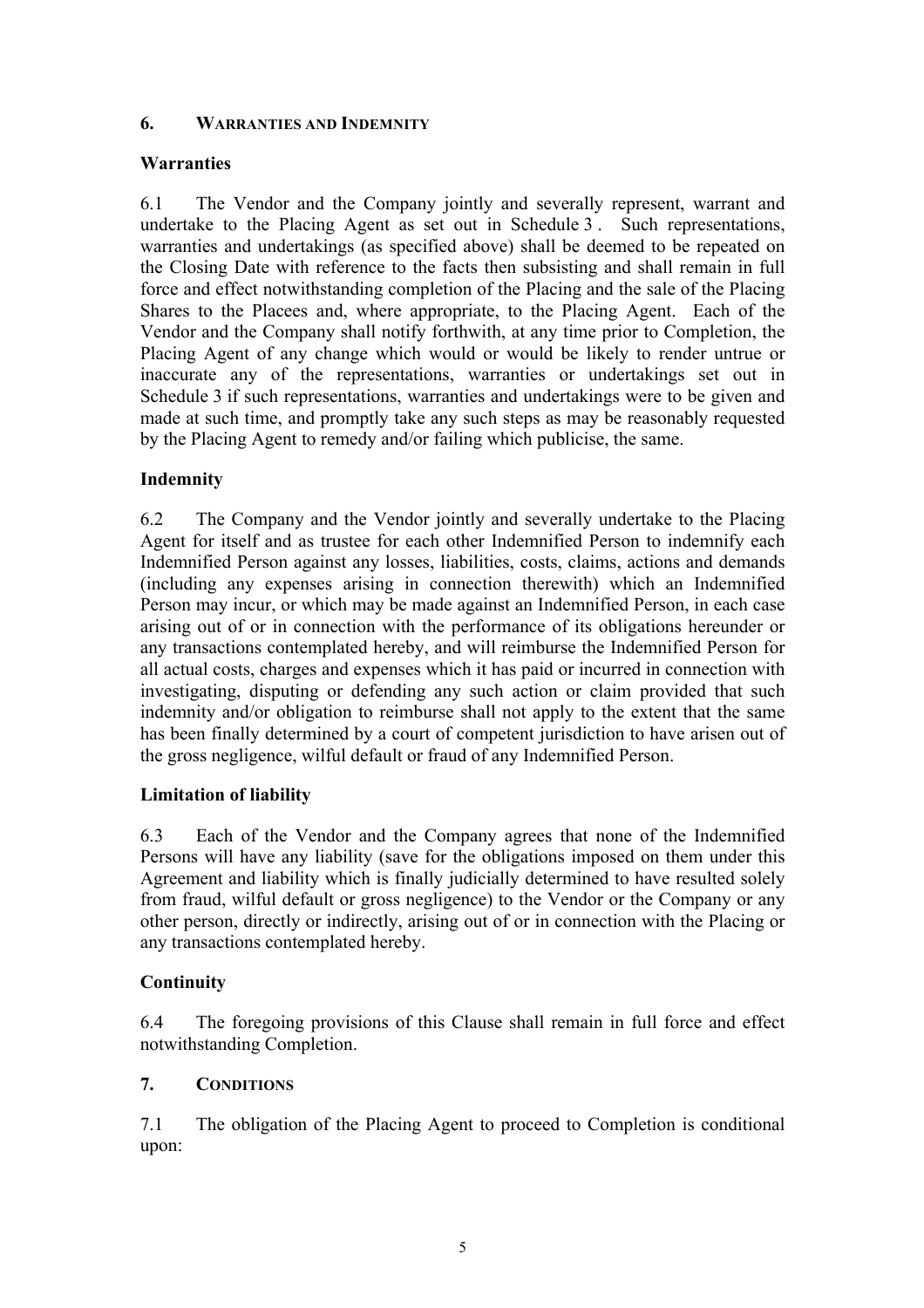## 6. WARRANTIES AND INDEMNITY

### Warranties

6.1 The Vendor and the Company jointly and severally represent, warrant and undertake to the Placing Agent as set out in Schedule 3 . Such representations, warranties and undertakings (as specified above) shall be deemed to be repeated on the Closing Date with reference to the facts then subsisting and shall remain in full force and effect notwithstanding completion of the Placing and the sale of the Placing Shares to the Placees and, where appropriate, to the Placing Agent. Each of the Vendor and the Company shall notify forthwith, at any time prior to Completion, the Placing Agent of any change which would or would be likely to render untrue or inaccurate any of the representations, warranties or undertakings set out in Schedule 3 if such representations, warranties and undertakings were to be given and made at such time, and promptly take any such steps as may be reasonably requested by the Placing Agent to remedy and/or failing which publicise, the same.

### Indemnity

6.2 The Company and the Vendor jointly and severally undertake to the Placing Agent for itself and as trustee for each other Indemnified Person to indemnify each Indemnified Person against any losses, liabilities, costs, claims, actions and demands (including any expenses arising in connection therewith) which an Indemnified Person may incur, or which may be made against an Indemnified Person, in each case arising out of or in connection with the performance of its obligations hereunder or any transactions contemplated hereby, and will reimburse the Indemnified Person for all actual costs, charges and expenses which it has paid or incurred in connection with investigating, disputing or defending any such action or claim provided that such indemnity and/or obligation to reimburse shall not apply to the extent that the same has been finally determined by a court of competent jurisdiction to have arisen out of the gross negligence, wilful default or fraud of any Indemnified Person.

### Limitation of liability

6.3 Each of the Vendor and the Company agrees that none of the Indemnified Persons will have any liability (save for the obligations imposed on them under this Agreement and liability which is finally judicially determined to have resulted solely from fraud, wilful default or gross negligence) to the Vendor or the Company or any other person, directly or indirectly, arising out of or in connection with the Placing or any transactions contemplated hereby.

### Continuity

6.4 The foregoing provisions of this Clause shall remain in full force and effect notwithstanding Completion.

## 7. CONDITIONS

7.1 The obligation of the Placing Agent to proceed to Completion is conditional upon: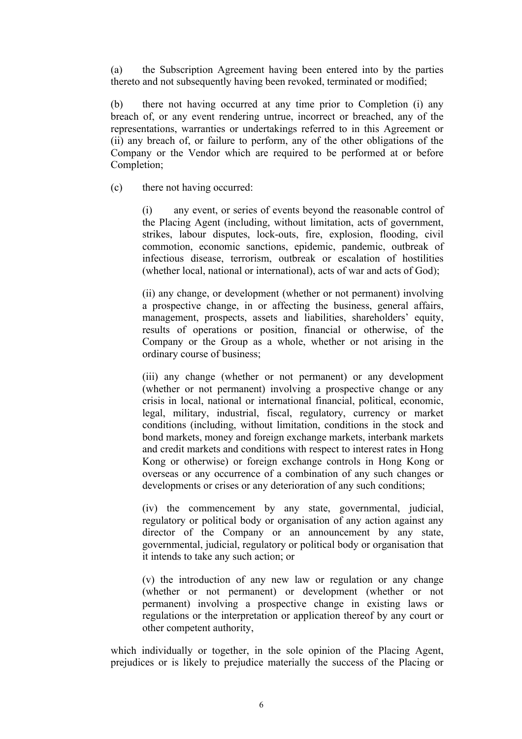(a) the Subscription Agreement having been entered into by the parties thereto and not subsequently having been revoked, terminated or modified;

(b) there not having occurred at any time prior to Completion (i) any breach of, or any event rendering untrue, incorrect or breached, any of the representations, warranties or undertakings referred to in this Agreement or (ii) any breach of, or failure to perform, any of the other obligations of the Company or the Vendor which are required to be performed at or before Completion;

(c) there not having occurred:

(i) any event, or series of events beyond the reasonable control of the Placing Agent (including, without limitation, acts of government, strikes, labour disputes, lock-outs, fire, explosion, flooding, civil commotion, economic sanctions, epidemic, pandemic, outbreak of infectious disease, terrorism, outbreak or escalation of hostilities (whether local, national or international), acts of war and acts of God);

(ii) any change, or development (whether or not permanent) involving a prospective change, in or affecting the business, general affairs, management, prospects, assets and liabilities, shareholders' equity, results of operations or position, financial or otherwise, of the Company or the Group as a whole, whether or not arising in the ordinary course of business;

(iii) any change (whether or not permanent) or any development (whether or not permanent) involving a prospective change or any crisis in local, national or international financial, political, economic, legal, military, industrial, fiscal, regulatory, currency or market conditions (including, without limitation, conditions in the stock and bond markets, money and foreign exchange markets, interbank markets and credit markets and conditions with respect to interest rates in Hong Kong or otherwise) or foreign exchange controls in Hong Kong or overseas or any occurrence of a combination of any such changes or developments or crises or any deterioration of any such conditions;

(iv) the commencement by any state, governmental, judicial, regulatory or political body or organisation of any action against any director of the Company or an announcement by any state, governmental, judicial, regulatory or political body or organisation that it intends to take any such action; or

(v) the introduction of any new law or regulation or any change (whether or not permanent) or development (whether or not permanent) involving a prospective change in existing laws or regulations or the interpretation or application thereof by any court or other competent authority,

which individually or together, in the sole opinion of the Placing Agent, prejudices or is likely to prejudice materially the success of the Placing or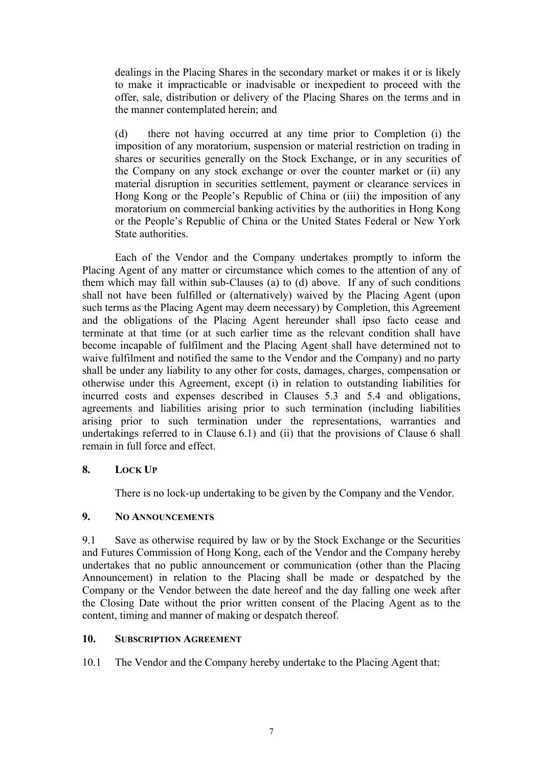dealings in the Placing Shares in the secondary market or makes it or is likely to make it impracticable or inadvisable or inexpedient to proceed with the offer, sale, distribution or delivery of the Placing Shares on the terms and in the manner contemplated herein; and

(d) there not having occurred at any time prior to Completion (i) the imposition of any moratorium, suspension or material restriction on trading in shares or securities generally on the Stock Exchange, or in any securities of the Company on any stock exchange or over the counter market or (ii) any material disruption in securities settlement, payment or clearance services in Hong Kong or the People's Republic of China or (iii) the imposition of any moratorium on commercial banking activities by the authorities in Hong Kong or the People's Republic of China or the United States Federal or New York State authorities.

Each of the Vendor and the Company undertakes promptly to inform the Placing Agent of any matter or circumstance which comes to the attention of any of them which may fall within sub-Clauses (a) to (d) above. If any of such conditions shall not have been fulfilled or (alternatively) waived by the Placing Agent (upon such terms as the Placing Agent may deem necessary) by Completion, this Agreement and the obligations of the Placing Agent hereunder shall ipso facto cease and terminate at that time (or at such earlier time as the relevant condition shall have become incapable of fulfilment and the Placing Agent shall have determined not to waive fulfilment and notified the same to the Vendor and the Company) and no party shall be under any liability to any other for costs, damages, charges, compensation or otherwise under this Agreement, except (i) in relation to outstanding liabilities for incurred costs and expenses described in Clauses 5.3 and 5.4 and obligations, agreements and liabilities arising prior to such termination (including liabilities arising prior to such termination under the representations, warranties and undertakings referred to in Clause 6.1) and (ii) that the provisions of Clause 6 shall remain in full force and effect.

## 8. Lock Up

There is no lock-up undertaking to be given by the Company and the Vendor.

## 9. No Announcements

9.1 Save as otherwise required by law or by the Stock Exchange or the Securities and Futures Commission of Hong Kong, each of the Vendor and the Company hereby undertakes that no public announcement or communication (other than the Placing Announcement) in relation to the Placing shall be made or despatched by the Company or the Vendor between the date hereof and the day falling one week after the Closing Date without the prior written consent of the Placing Agent as to the content, timing and manner of making or despatch thereof.

## 10. Subscription Agreement

10.1 The Vendor and the Company hereby undertake to the Placing Agent that: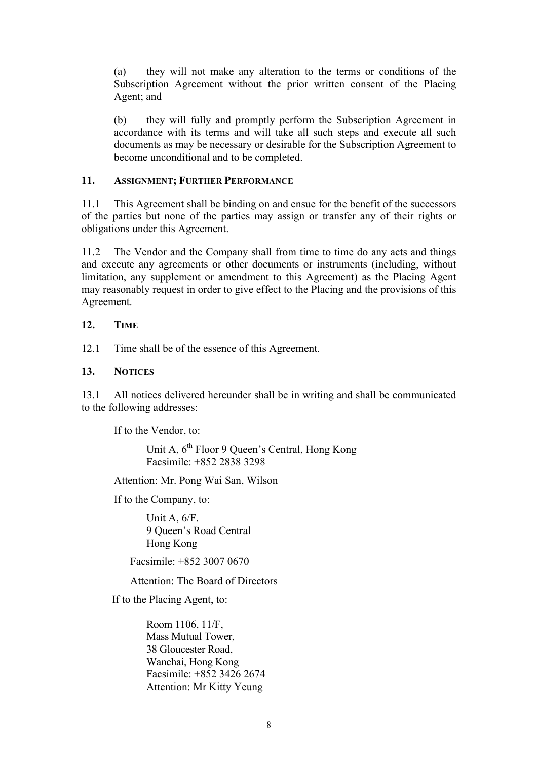(a) they will not make any alteration to the terms or conditions of the Subscription Agreement without the prior written consent of the Placing Agent; and

(b) they will fully and promptly perform the Subscription Agreement in accordance with its terms and will take all such steps and execute all such documents as may be necessary or desirable for the Subscription Agreement to become unconditional and to be completed.

## 11. ASSIGNMENT; FURTHER PERFORMANCE

11.1 This Agreement shall be binding on and ensue for the benefit of the successors of the parties but none of the parties may assign or transfer any of their rights or obligations under this Agreement.

11.2 The Vendor and the Company shall from time to time do any acts and things and execute any agreements or other documents or instruments (including, without limitation, any supplement or amendment to this Agreement) as the Placing Agent may reasonably request in order to give effect to the Placing and the provisions of this Agreement.

## 12. TIME

12.1 Time shall be of the essence of this Agreement.

## 13. NOTICES

13.1 All notices delivered hereunder shall be in writing and shall be communicated to the following addresses:

If to the Vendor, to:

Unit A, 6th Floor 9 Queen's Central, Hong Kong
Facsimile: +852 2838 3298

Attention: Mr. Pong Wai San, Wilson

If to the Company, to:

Unit A, 6/F.
9 Queen's Road Central
Hong Kong

Facsimile: +852 3007 0670

Attention: The Board of Directors

If to the Placing Agent, to:

Room 1106, 11/F,
Mass Mutual Tower,
38 Gloucester Road,
Wanchai, Hong Kong
Facsimile: +852 3426 2674
Attention: Mr Kitty Yeung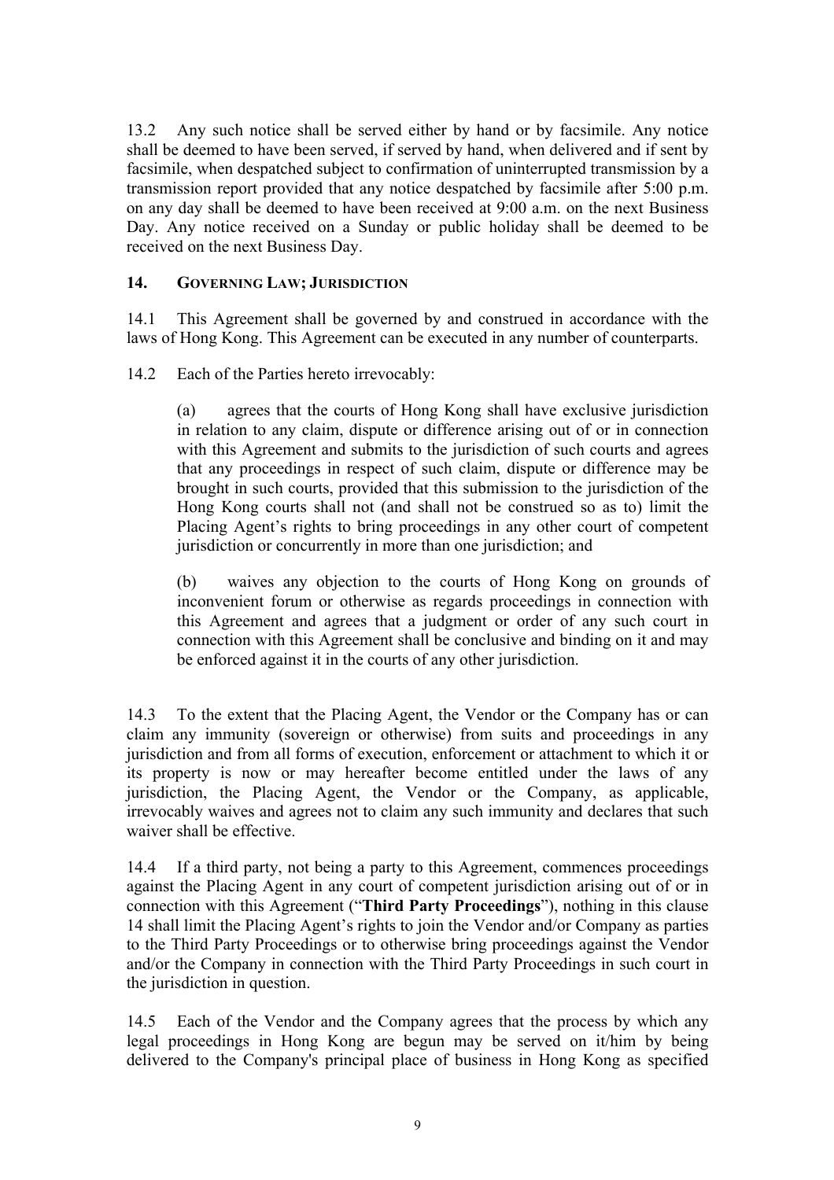13.2 Any such notice shall be served either by hand or by facsimile. Any notice shall be deemed to have been served, if served by hand, when delivered and if sent by facsimile, when despatched subject to confirmation of uninterrupted transmission by a transmission report provided that any notice despatched by facsimile after 5:00 p.m. on any day shall be deemed to have been received at 9:00 a.m. on the next Business Day. Any notice received on a Sunday or public holiday shall be deemed to be received on the next Business Day.

## 14. GOVERNING LAW; JURISDICTION

14.1 This Agreement shall be governed by and construed in accordance with the laws of Hong Kong. This Agreement can be executed in any number of counterparts.

14.2 Each of the Parties hereto irrevocably:

(a) agrees that the courts of Hong Kong shall have exclusive jurisdiction in relation to any claim, dispute or difference arising out of or in connection with this Agreement and submits to the jurisdiction of such courts and agrees that any proceedings in respect of such claim, dispute or difference may be brought in such courts, provided that this submission to the jurisdiction of the Hong Kong courts shall not (and shall not be construed so as to) limit the Placing Agent's rights to bring proceedings in any other court of competent jurisdiction or concurrently in more than one jurisdiction; and

(b) waives any objection to the courts of Hong Kong on grounds of inconvenient forum or otherwise as regards proceedings in connection with this Agreement and agrees that a judgment or order of any such court in connection with this Agreement shall be conclusive and binding on it and may be enforced against it in the courts of any other jurisdiction.

14.3 To the extent that the Placing Agent, the Vendor or the Company has or can claim any immunity (sovereign or otherwise) from suits and proceedings in any jurisdiction and from all forms of execution, enforcement or attachment to which it or its property is now or may hereafter become entitled under the laws of any jurisdiction, the Placing Agent, the Vendor or the Company, as applicable, irrevocably waives and agrees not to claim any such immunity and declares that such waiver shall be effective.

14.4 If a third party, not being a party to this Agreement, commences proceedings against the Placing Agent in any court of competent jurisdiction arising out of or in connection with this Agreement ("**Third Party Proceedings**"), nothing in this clause 14 shall limit the Placing Agent's rights to join the Vendor and/or Company as parties to the Third Party Proceedings or to otherwise bring proceedings against the Vendor and/or the Company in connection with the Third Party Proceedings in such court in the jurisdiction in question.

14.5 Each of the Vendor and the Company agrees that the process by which any legal proceedings in Hong Kong are begun may be served on it/him by being delivered to the Company's principal place of business in Hong Kong as specified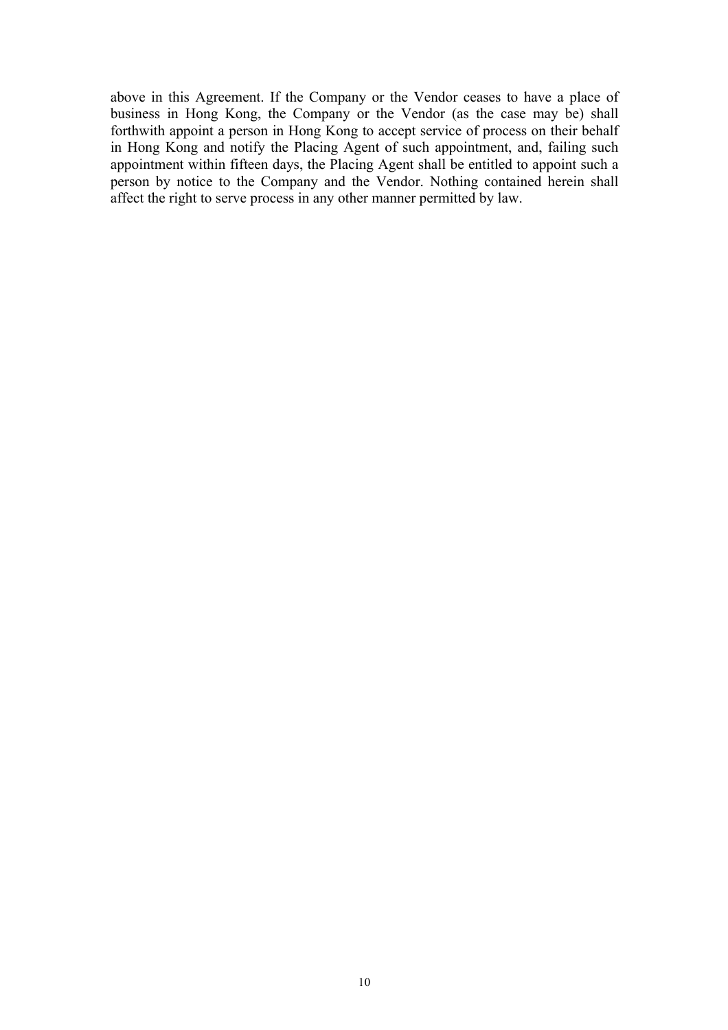above in this Agreement. If the Company or the Vendor ceases to have a place of business in Hong Kong, the Company or the Vendor (as the case may be) shall forthwith appoint a person in Hong Kong to accept service of process on their behalf in Hong Kong and notify the Placing Agent of such appointment, and, failing such appointment within fifteen days, the Placing Agent shall be entitled to appoint such a person by notice to the Company and the Vendor. Nothing contained herein shall affect the right to serve process in any other manner permitted by law.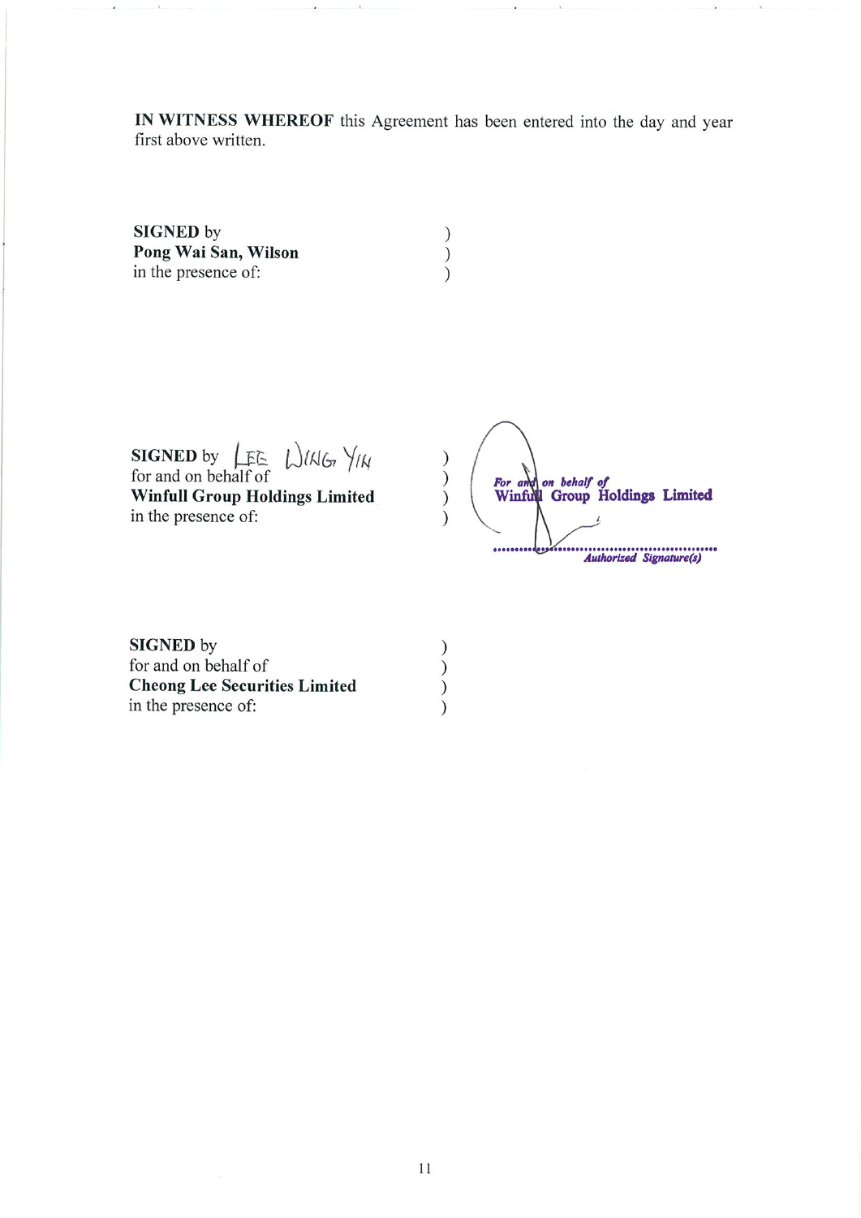**IN WITNESS WHEREOF** this Agreement has been entered into the day and year first above written.

**SIGNED** by )
**Pong Wai San, Wilson** )
in the presence of: )

**SIGNED** by LEE WING YIN )
for and on behalf of )
**Winfull Group Holdings Limited** )
in the presence of: )

*For and on behalf of*
**Winfull Group Holdings Limited**

*Authorized Signature(s)*

**SIGNED** by )
for and on behalf of )
**Cheong Lee Securities Limited** )
in the presence of: )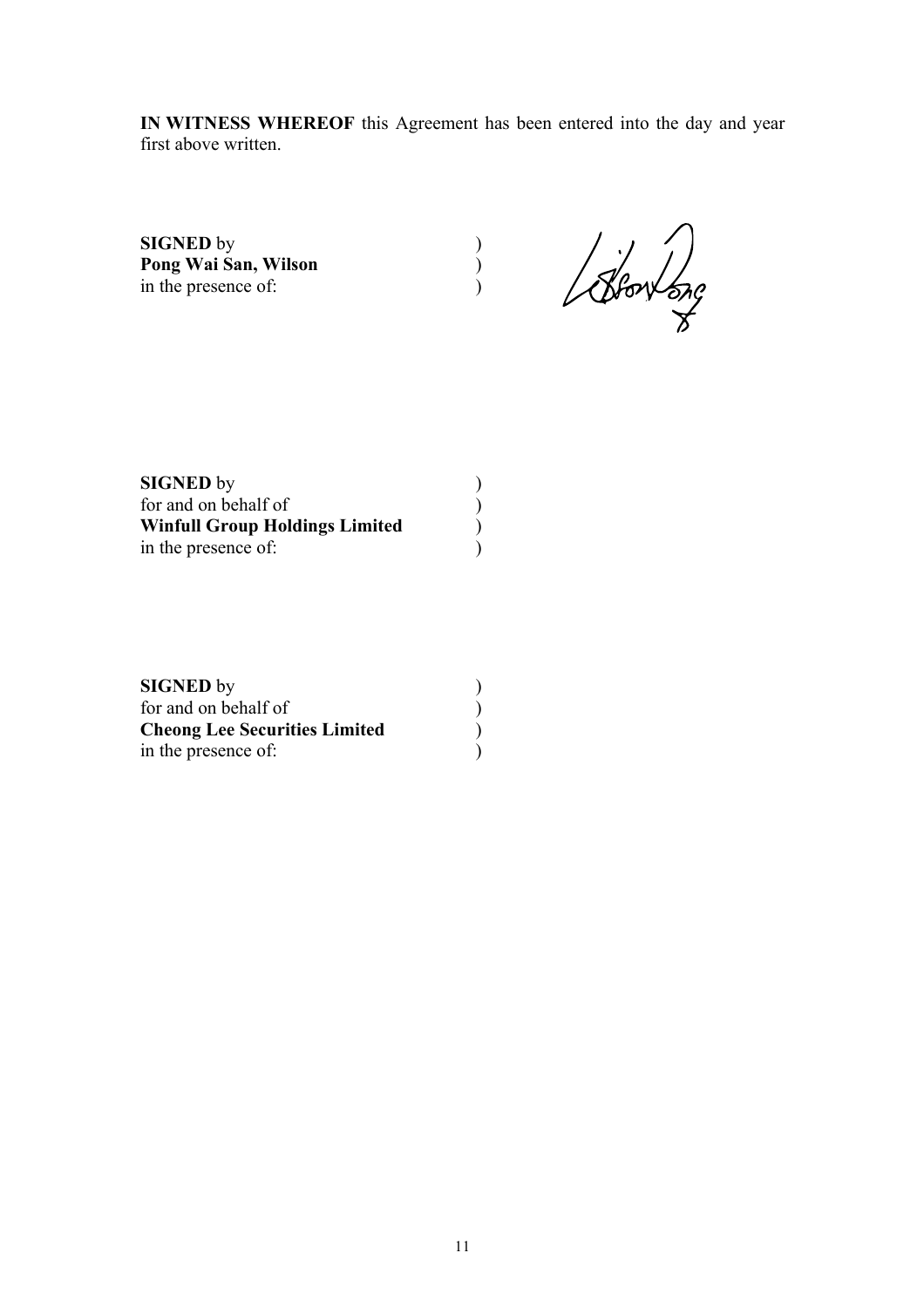**IN WITNESS WHEREOF** this Agreement has been entered into the day and year first above written.

**SIGNED** by )
**Pong Wai San, Wilson** )
in the presence of: )

**SIGNED** by )
for and on behalf of )
**Winfull Group Holdings Limited** )
in the presence of: )

**SIGNED** by )
for and on behalf of )
**Cheong Lee Securities Limited** )
in the presence of: )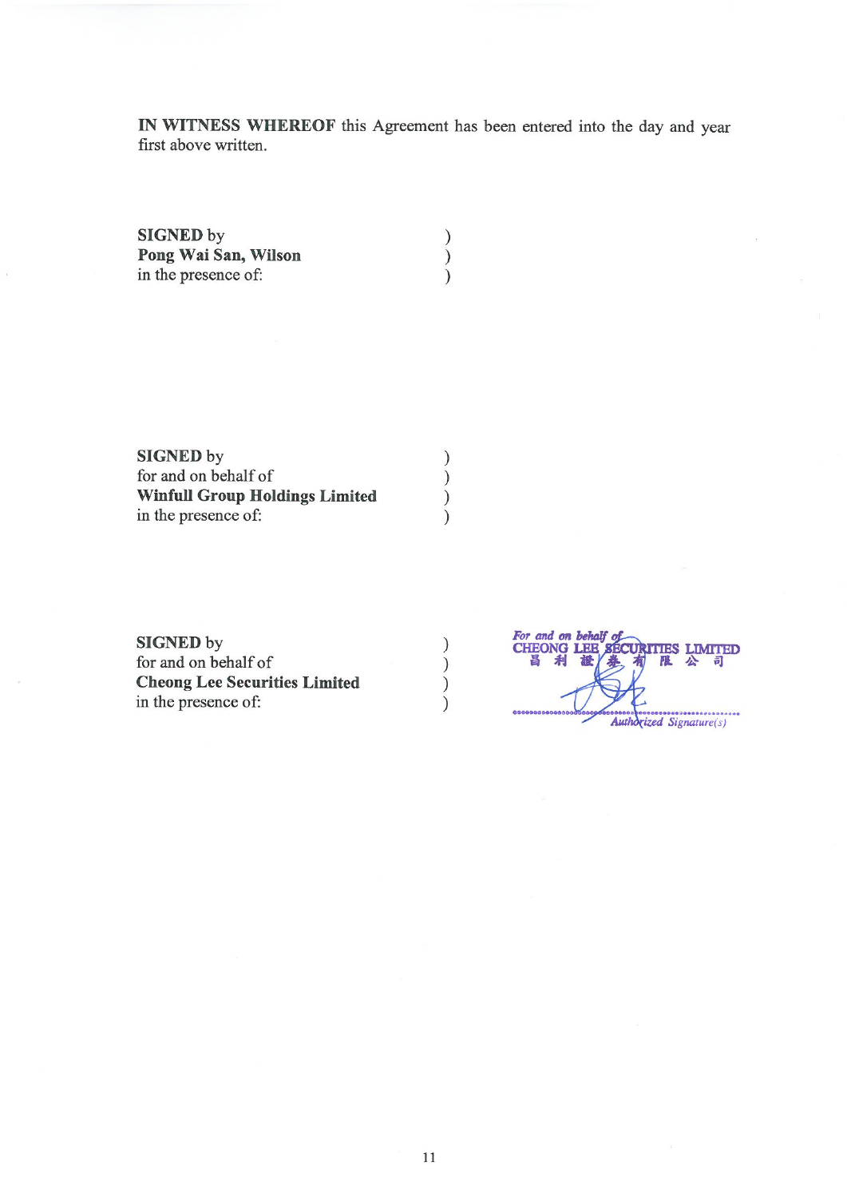**IN WITNESS WHEREOF** this Agreement has been entered into the day and year first above written.

**SIGNED** by )
**Pong Wai San, Wilson** )
in the presence of: )

**SIGNED** by )
for and on behalf of )
**Winfull Group Holdings Limited** )
in the presence of: )

**SIGNED** by )
for and on behalf of )
**Cheong Lee Securities Limited** )
in the presence of: )

*For and on behalf of*
CHEONG LEE SECURITIES LIMITED
昌利證券有限公司

*Authorized Signature(s)*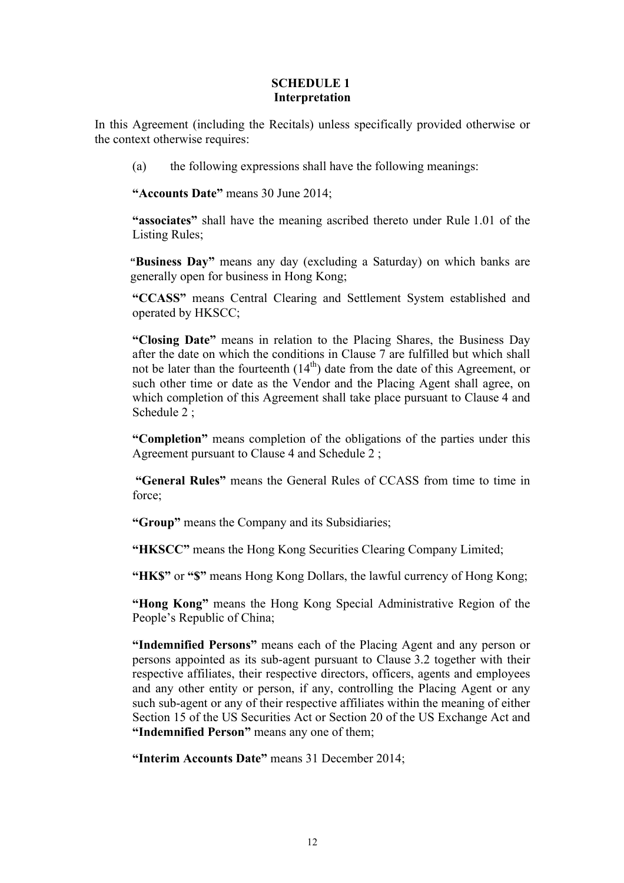**SCHEDULE 1**
**Interpretation**

In this Agreement (including the Recitals) unless specifically provided otherwise or the context otherwise requires:

(a) the following expressions shall have the following meanings:

**"Accounts Date"** means 30 June 2014;

**"associates"** shall have the meaning ascribed thereto under Rule 1.01 of the Listing Rules;

**"Business Day"** means any day (excluding a Saturday) on which banks are generally open for business in Hong Kong;

**"CCASS"** means Central Clearing and Settlement System established and operated by HKSCC;

**"Closing Date"** means in relation to the Placing Shares, the Business Day after the date on which the conditions in Clause 7 are fulfilled but which shall not be later than the fourteenth (14th) date from the date of this Agreement, or such other time or date as the Vendor and the Placing Agent shall agree, on which completion of this Agreement shall take place pursuant to Clause 4 and Schedule 2 ;

**"Completion"** means completion of the obligations of the parties under this Agreement pursuant to Clause 4 and Schedule 2 ;

**"General Rules"** means the General Rules of CCASS from time to time in force;

**"Group"** means the Company and its Subsidiaries;

**"HKSCC"** means the Hong Kong Securities Clearing Company Limited;

**"HK$"** or **"$"** means Hong Kong Dollars, the lawful currency of Hong Kong;

**"Hong Kong"** means the Hong Kong Special Administrative Region of the People's Republic of China;

**"Indemnified Persons"** means each of the Placing Agent and any person or persons appointed as its sub-agent pursuant to Clause 3.2 together with their respective affiliates, their respective directors, officers, agents and employees and any other entity or person, if any, controlling the Placing Agent or any such sub-agent or any of their respective affiliates within the meaning of either Section 15 of the US Securities Act or Section 20 of the US Exchange Act and **"Indemnified Person"** means any one of them;

**"Interim Accounts Date"** means 31 December 2014;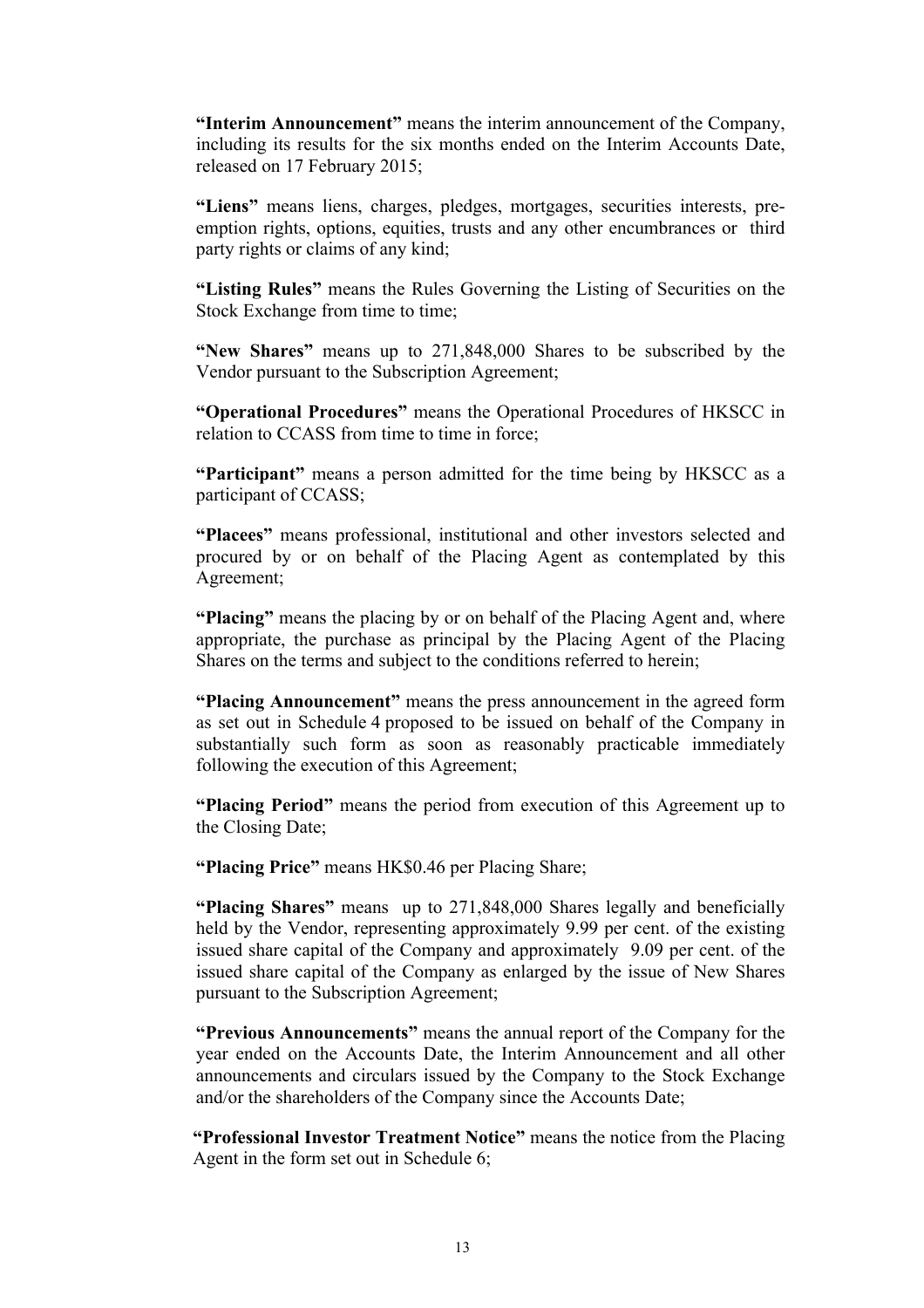**"Interim Announcement"** means the interim announcement of the Company, including its results for the six months ended on the Interim Accounts Date, released on 17 February 2015;

**"Liens"** means liens, charges, pledges, mortgages, securities interests, pre-emption rights, options, equities, trusts and any other encumbrances or third party rights or claims of any kind;

**"Listing Rules"** means the Rules Governing the Listing of Securities on the Stock Exchange from time to time;

**"New Shares"** means up to 271,848,000 Shares to be subscribed by the Vendor pursuant to the Subscription Agreement;

**"Operational Procedures"** means the Operational Procedures of HKSCC in relation to CCASS from time to time in force;

**"Participant"** means a person admitted for the time being by HKSCC as a participant of CCASS;

**"Placees"** means professional, institutional and other investors selected and procured by or on behalf of the Placing Agent as contemplated by this Agreement;

**"Placing"** means the placing by or on behalf of the Placing Agent and, where appropriate, the purchase as principal by the Placing Agent of the Placing Shares on the terms and subject to the conditions referred to herein;

**"Placing Announcement"** means the press announcement in the agreed form as set out in Schedule 4 proposed to be issued on behalf of the Company in substantially such form as soon as reasonably practicable immediately following the execution of this Agreement;

**"Placing Period"** means the period from execution of this Agreement up to the Closing Date;

**"Placing Price"** means HK$0.46 per Placing Share;

**"Placing Shares"** means up to 271,848,000 Shares legally and beneficially held by the Vendor, representing approximately 9.99 per cent. of the existing issued share capital of the Company and approximately 9.09 per cent. of the issued share capital of the Company as enlarged by the issue of New Shares pursuant to the Subscription Agreement;

**"Previous Announcements"** means the annual report of the Company for the year ended on the Accounts Date, the Interim Announcement and all other announcements and circulars issued by the Company to the Stock Exchange and/or the shareholders of the Company since the Accounts Date;

**"Professional Investor Treatment Notice"** means the notice from the Placing Agent in the form set out in Schedule 6;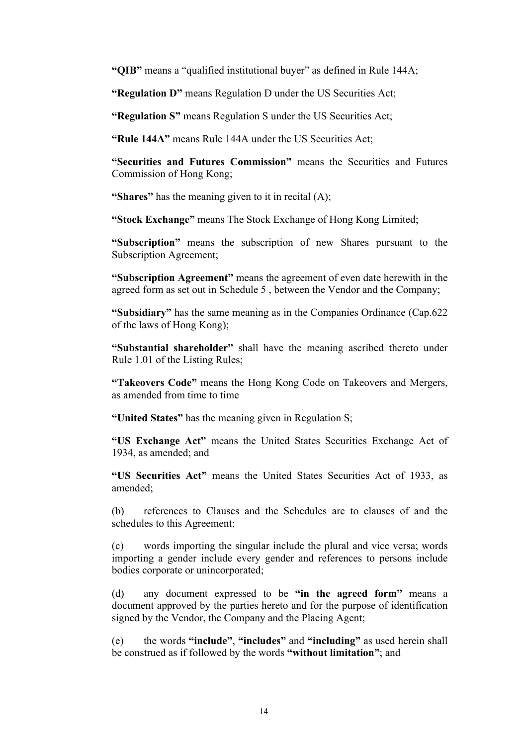**"QIB"** means a "qualified institutional buyer" as defined in Rule 144A;

**"Regulation D"** means Regulation D under the US Securities Act;

**"Regulation S"** means Regulation S under the US Securities Act;

**"Rule 144A"** means Rule 144A under the US Securities Act;

**"Securities and Futures Commission"** means the Securities and Futures Commission of Hong Kong;

**"Shares"** has the meaning given to it in recital (A);

**"Stock Exchange"** means The Stock Exchange of Hong Kong Limited;

**"Subscription"** means the subscription of new Shares pursuant to the Subscription Agreement;

**"Subscription Agreement"** means the agreement of even date herewith in the agreed form as set out in Schedule 5 , between the Vendor and the Company;

**"Subsidiary"** has the same meaning as in the Companies Ordinance (Cap.622 of the laws of Hong Kong);

**"Substantial shareholder"** shall have the meaning ascribed thereto under Rule 1.01 of the Listing Rules;

**"Takeovers Code"** means the Hong Kong Code on Takeovers and Mergers, as amended from time to time

**"United States"** has the meaning given in Regulation S;

**"US Exchange Act"** means the United States Securities Exchange Act of 1934, as amended; and

**"US Securities Act"** means the United States Securities Act of 1933, as amended;

(b) references to Clauses and the Schedules are to clauses of and the schedules to this Agreement;

(c) words importing the singular include the plural and vice versa; words importing a gender include every gender and references to persons include bodies corporate or unincorporated;

(d) any document expressed to be **"in the agreed form"** means a document approved by the parties hereto and for the purpose of identification signed by the Vendor, the Company and the Placing Agent;

(e) the words **"include"**, **"includes"** and **"including"** as used herein shall be construed as if followed by the words **"without limitation"**; and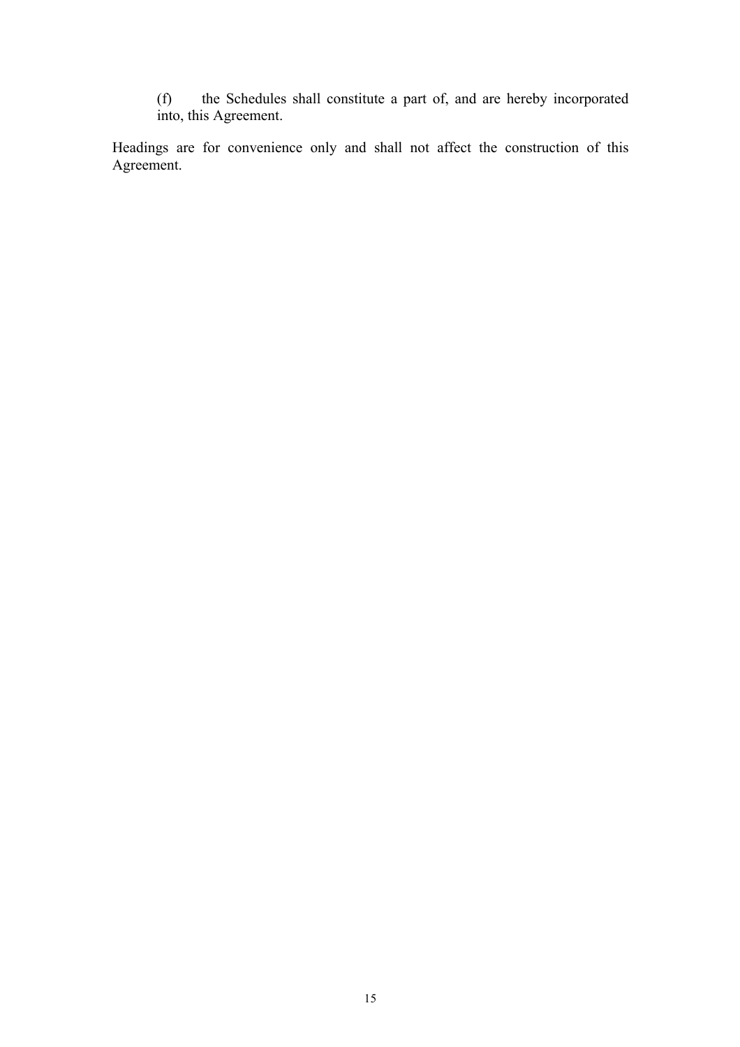(f) the Schedules shall constitute a part of, and are hereby incorporated into, this Agreement.

Headings are for convenience only and shall not affect the construction of this Agreement.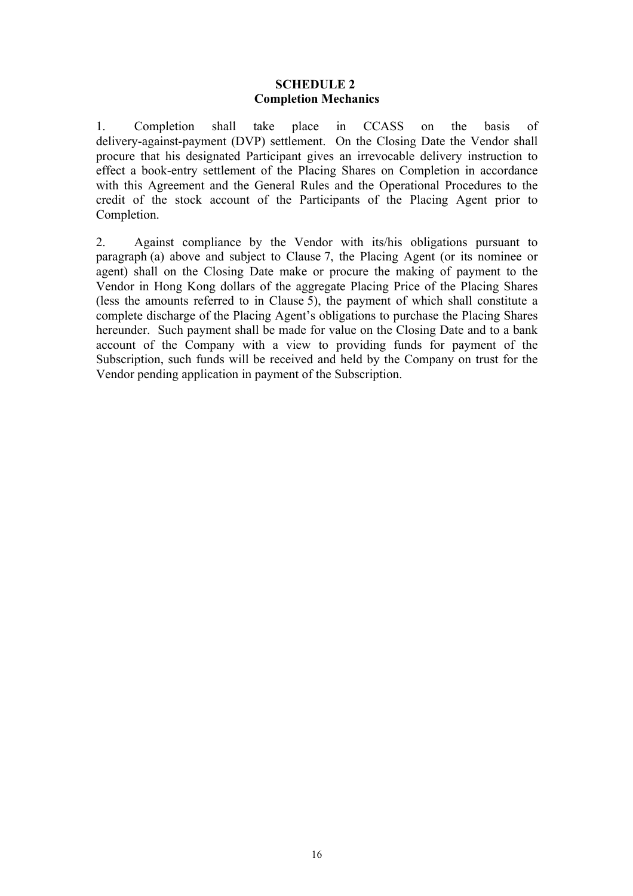**SCHEDULE 2**
**Completion Mechanics**

1. Completion shall take place in CCASS on the basis of delivery-against-payment (DVP) settlement. On the Closing Date the Vendor shall procure that his designated Participant gives an irrevocable delivery instruction to effect a book-entry settlement of the Placing Shares on Completion in accordance with this Agreement and the General Rules and the Operational Procedures to the credit of the stock account of the Participants of the Placing Agent prior to Completion.

2. Against compliance by the Vendor with its/his obligations pursuant to paragraph (a) above and subject to Clause 7, the Placing Agent (or its nominee or agent) shall on the Closing Date make or procure the making of payment to the Vendor in Hong Kong dollars of the aggregate Placing Price of the Placing Shares (less the amounts referred to in Clause 5), the payment of which shall constitute a complete discharge of the Placing Agent's obligations to purchase the Placing Shares hereunder. Such payment shall be made for value on the Closing Date and to a bank account of the Company with a view to providing funds for payment of the Subscription, such funds will be received and held by the Company on trust for the Vendor pending application in payment of the Subscription.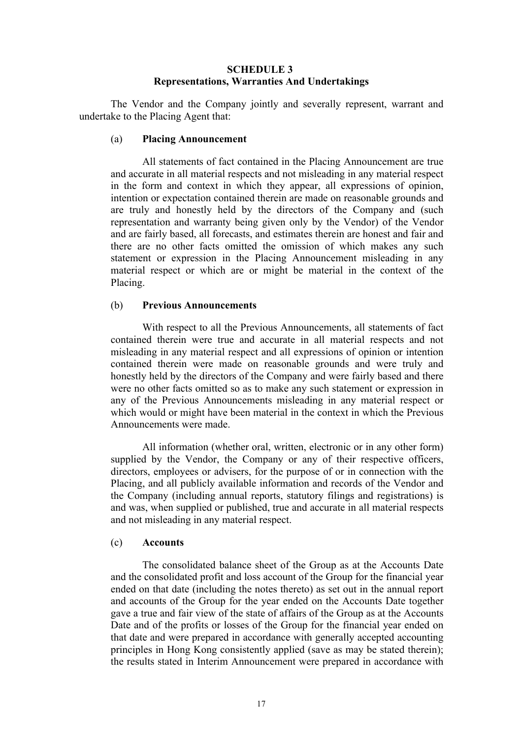**SCHEDULE 3**
**Representations, Warranties And Undertakings**

The Vendor and the Company jointly and severally represent, warrant and undertake to the Placing Agent that:

(a) **Placing Announcement**

All statements of fact contained in the Placing Announcement are true and accurate in all material respects and not misleading in any material respect in the form and context in which they appear, all expressions of opinion, intention or expectation contained therein are made on reasonable grounds and are truly and honestly held by the directors of the Company and (such representation and warranty being given only by the Vendor) of the Vendor and are fairly based, all forecasts, and estimates therein are honest and fair and there are no other facts omitted the omission of which makes any such statement or expression in the Placing Announcement misleading in any material respect or which are or might be material in the context of the Placing.

(b) **Previous Announcements**

With respect to all the Previous Announcements, all statements of fact contained therein were true and accurate in all material respects and not misleading in any material respect and all expressions of opinion or intention contained therein were made on reasonable grounds and were truly and honestly held by the directors of the Company and were fairly based and there were no other facts omitted so as to make any such statement or expression in any of the Previous Announcements misleading in any material respect or which would or might have been material in the context in which the Previous Announcements were made.

All information (whether oral, written, electronic or in any other form) supplied by the Vendor, the Company or any of their respective officers, directors, employees or advisers, for the purpose of or in connection with the Placing, and all publicly available information and records of the Vendor and the Company (including annual reports, statutory filings and registrations) is and was, when supplied or published, true and accurate in all material respects and not misleading in any material respect.

(c) **Accounts**

The consolidated balance sheet of the Group as at the Accounts Date and the consolidated profit and loss account of the Group for the financial year ended on that date (including the notes thereto) as set out in the annual report and accounts of the Group for the year ended on the Accounts Date together gave a true and fair view of the state of affairs of the Group as at the Accounts Date and of the profits or losses of the Group for the financial year ended on that date and were prepared in accordance with generally accepted accounting principles in Hong Kong consistently applied (save as may be stated therein); the results stated in Interim Announcement were prepared in accordance with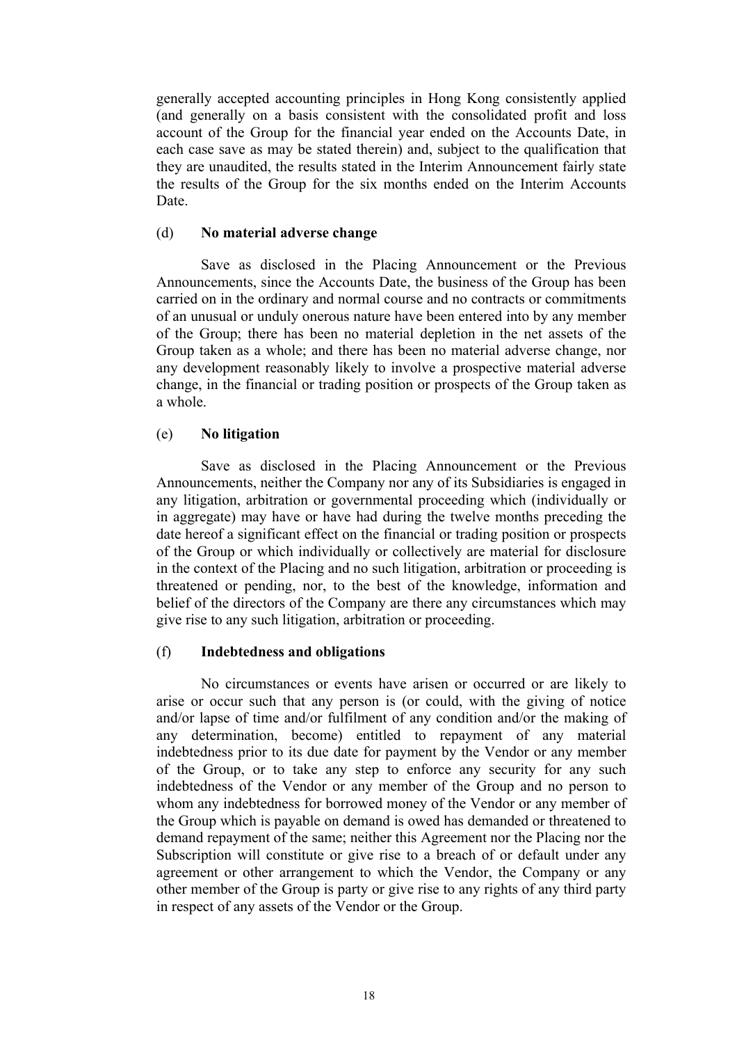generally accepted accounting principles in Hong Kong consistently applied (and generally on a basis consistent with the consolidated profit and loss account of the Group for the financial year ended on the Accounts Date, in each case save as may be stated therein) and, subject to the qualification that they are unaudited, the results stated in the Interim Announcement fairly state the results of the Group for the six months ended on the Interim Accounts Date.

(d) **No material adverse change**

Save as disclosed in the Placing Announcement or the Previous Announcements, since the Accounts Date, the business of the Group has been carried on in the ordinary and normal course and no contracts or commitments of an unusual or unduly onerous nature have been entered into by any member of the Group; there has been no material depletion in the net assets of the Group taken as a whole; and there has been no material adverse change, nor any development reasonably likely to involve a prospective material adverse change, in the financial or trading position or prospects of the Group taken as a whole.

(e) **No litigation**

Save as disclosed in the Placing Announcement or the Previous Announcements, neither the Company nor any of its Subsidiaries is engaged in any litigation, arbitration or governmental proceeding which (individually or in aggregate) may have or have had during the twelve months preceding the date hereof a significant effect on the financial or trading position or prospects of the Group or which individually or collectively are material for disclosure in the context of the Placing and no such litigation, arbitration or proceeding is threatened or pending, nor, to the best of the knowledge, information and belief of the directors of the Company are there any circumstances which may give rise to any such litigation, arbitration or proceeding.

(f) **Indebtedness and obligations**

No circumstances or events have arisen or occurred or are likely to arise or occur such that any person is (or could, with the giving of notice and/or lapse of time and/or fulfilment of any condition and/or the making of any determination, become) entitled to repayment of any material indebtedness prior to its due date for payment by the Vendor or any member of the Group, or to take any step to enforce any security for any such indebtedness of the Vendor or any member of the Group and no person to whom any indebtedness for borrowed money of the Vendor or any member of the Group which is payable on demand is owed has demanded or threatened to demand repayment of the same; neither this Agreement nor the Placing nor the Subscription will constitute or give rise to a breach of or default under any agreement or other arrangement to which the Vendor, the Company or any other member of the Group is party or give rise to any rights of any third party in respect of any assets of the Vendor or the Group.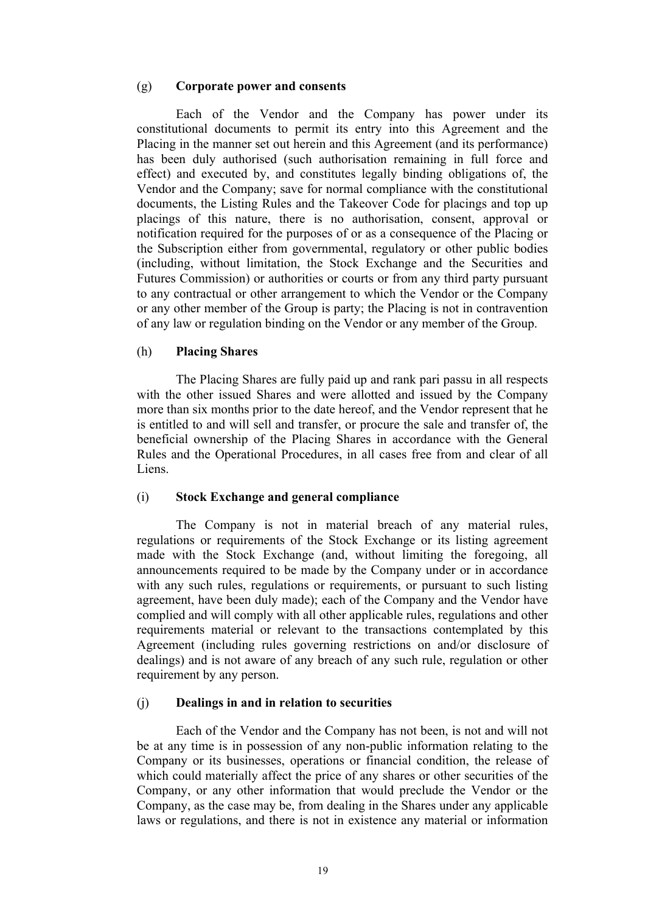(g) **Corporate power and consents**

Each of the Vendor and the Company has power under its constitutional documents to permit its entry into this Agreement and the Placing in the manner set out herein and this Agreement (and its performance) has been duly authorised (such authorisation remaining in full force and effect) and executed by, and constitutes legally binding obligations of, the Vendor and the Company; save for normal compliance with the constitutional documents, the Listing Rules and the Takeover Code for placings and top up placings of this nature, there is no authorisation, consent, approval or notification required for the purposes of or as a consequence of the Placing or the Subscription either from governmental, regulatory or other public bodies (including, without limitation, the Stock Exchange and the Securities and Futures Commission) or authorities or courts or from any third party pursuant to any contractual or other arrangement to which the Vendor or the Company or any other member of the Group is party; the Placing is not in contravention of any law or regulation binding on the Vendor or any member of the Group.

(h) **Placing Shares**

The Placing Shares are fully paid up and rank pari passu in all respects with the other issued Shares and were allotted and issued by the Company more than six months prior to the date hereof, and the Vendor represent that he is entitled to and will sell and transfer, or procure the sale and transfer of, the beneficial ownership of the Placing Shares in accordance with the General Rules and the Operational Procedures, in all cases free from and clear of all Liens.

(i) **Stock Exchange and general compliance**

The Company is not in material breach of any material rules, regulations or requirements of the Stock Exchange or its listing agreement made with the Stock Exchange (and, without limiting the foregoing, all announcements required to be made by the Company under or in accordance with any such rules, regulations or requirements, or pursuant to such listing agreement, have been duly made); each of the Company and the Vendor have complied and will comply with all other applicable rules, regulations and other requirements material or relevant to the transactions contemplated by this Agreement (including rules governing restrictions on and/or disclosure of dealings) and is not aware of any breach of any such rule, regulation or other requirement by any person.

(j) **Dealings in and in relation to securities**

Each of the Vendor and the Company has not been, is not and will not be at any time is in possession of any non-public information relating to the Company or its businesses, operations or financial condition, the release of which could materially affect the price of any shares or other securities of the Company, or any other information that would preclude the Vendor or the Company, as the case may be, from dealing in the Shares under any applicable laws or regulations, and there is not in existence any material or information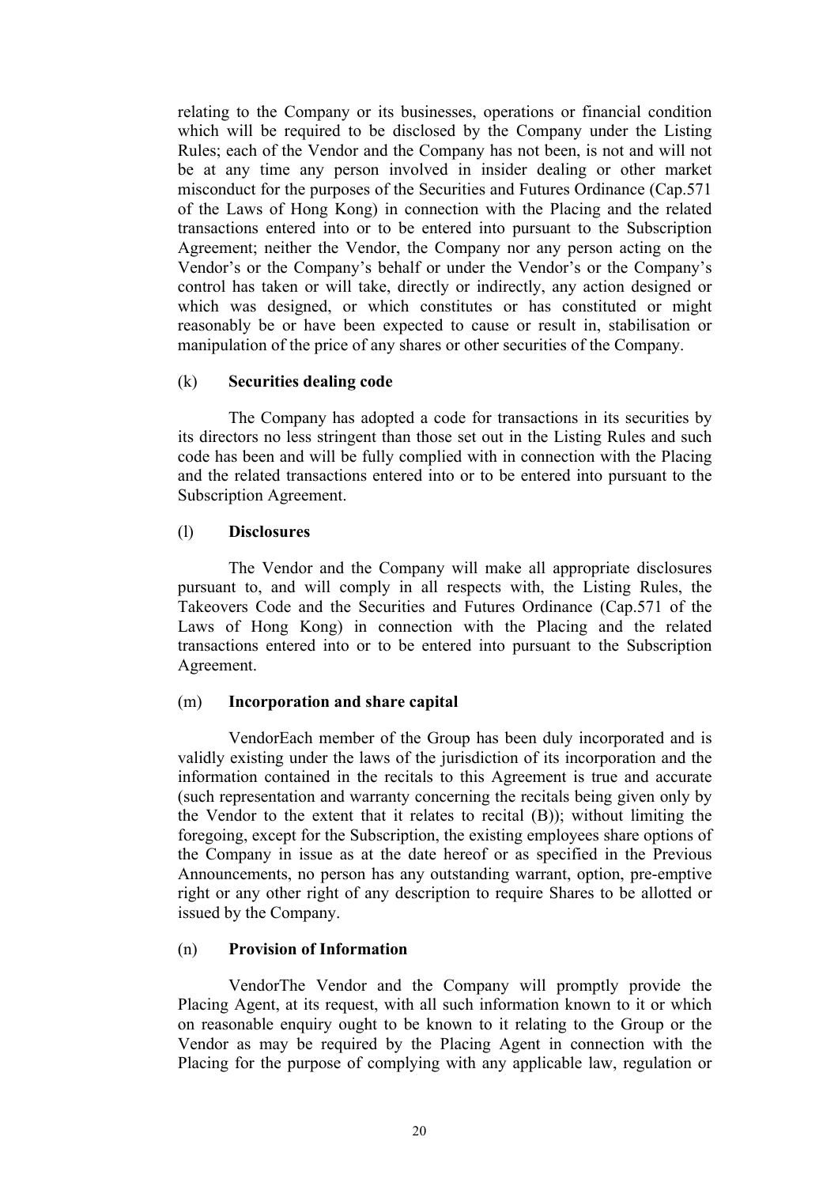relating to the Company or its businesses, operations or financial condition which will be required to be disclosed by the Company under the Listing Rules; each of the Vendor and the Company has not been, is not and will not be at any time any person involved in insider dealing or other market misconduct for the purposes of the Securities and Futures Ordinance (Cap.571 of the Laws of Hong Kong) in connection with the Placing and the related transactions entered into or to be entered into pursuant to the Subscription Agreement; neither the Vendor, the Company nor any person acting on the Vendor's or the Company's behalf or under the Vendor's or the Company's control has taken or will take, directly or indirectly, any action designed or which was designed, or which constitutes or has constituted or might reasonably be or have been expected to cause or result in, stabilisation or manipulation of the price of any shares or other securities of the Company.

(k) **Securities dealing code**

The Company has adopted a code for transactions in its securities by its directors no less stringent than those set out in the Listing Rules and such code has been and will be fully complied with in connection with the Placing and the related transactions entered into or to be entered into pursuant to the Subscription Agreement.

(l) **Disclosures**

The Vendor and the Company will make all appropriate disclosures pursuant to, and will comply in all respects with, the Listing Rules, the Takeovers Code and the Securities and Futures Ordinance (Cap.571 of the Laws of Hong Kong) in connection with the Placing and the related transactions entered into or to be entered into pursuant to the Subscription Agreement.

(m) **Incorporation and share capital**

VendorEach member of the Group has been duly incorporated and is validly existing under the laws of the jurisdiction of its incorporation and the information contained in the recitals to this Agreement is true and accurate (such representation and warranty concerning the recitals being given only by the Vendor to the extent that it relates to recital (B)); without limiting the foregoing, except for the Subscription, the existing employees share options of the Company in issue as at the date hereof or as specified in the Previous Announcements, no person has any outstanding warrant, option, pre-emptive right or any other right of any description to require Shares to be allotted or issued by the Company.

(n) **Provision of Information**

VendorThe Vendor and the Company will promptly provide the Placing Agent, at its request, with all such information known to it or which on reasonable enquiry ought to be known to it relating to the Group or the Vendor as may be required by the Placing Agent in connection with the Placing for the purpose of complying with any applicable law, regulation or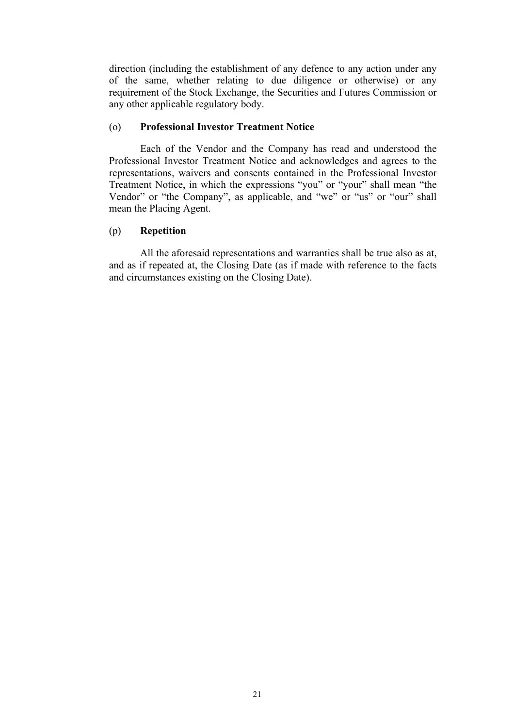direction (including the establishment of any defence to any action under any of the same, whether relating to due diligence or otherwise) or any requirement of the Stock Exchange, the Securities and Futures Commission or any other applicable regulatory body.

(o) **Professional Investor Treatment Notice**

Each of the Vendor and the Company has read and understood the Professional Investor Treatment Notice and acknowledges and agrees to the representations, waivers and consents contained in the Professional Investor Treatment Notice, in which the expressions "you" or "your" shall mean "the Vendor" or "the Company", as applicable, and "we" or "us" or "our" shall mean the Placing Agent.

(p) **Repetition**

All the aforesaid representations and warranties shall be true also as at, and as if repeated at, the Closing Date (as if made with reference to the facts and circumstances existing on the Closing Date).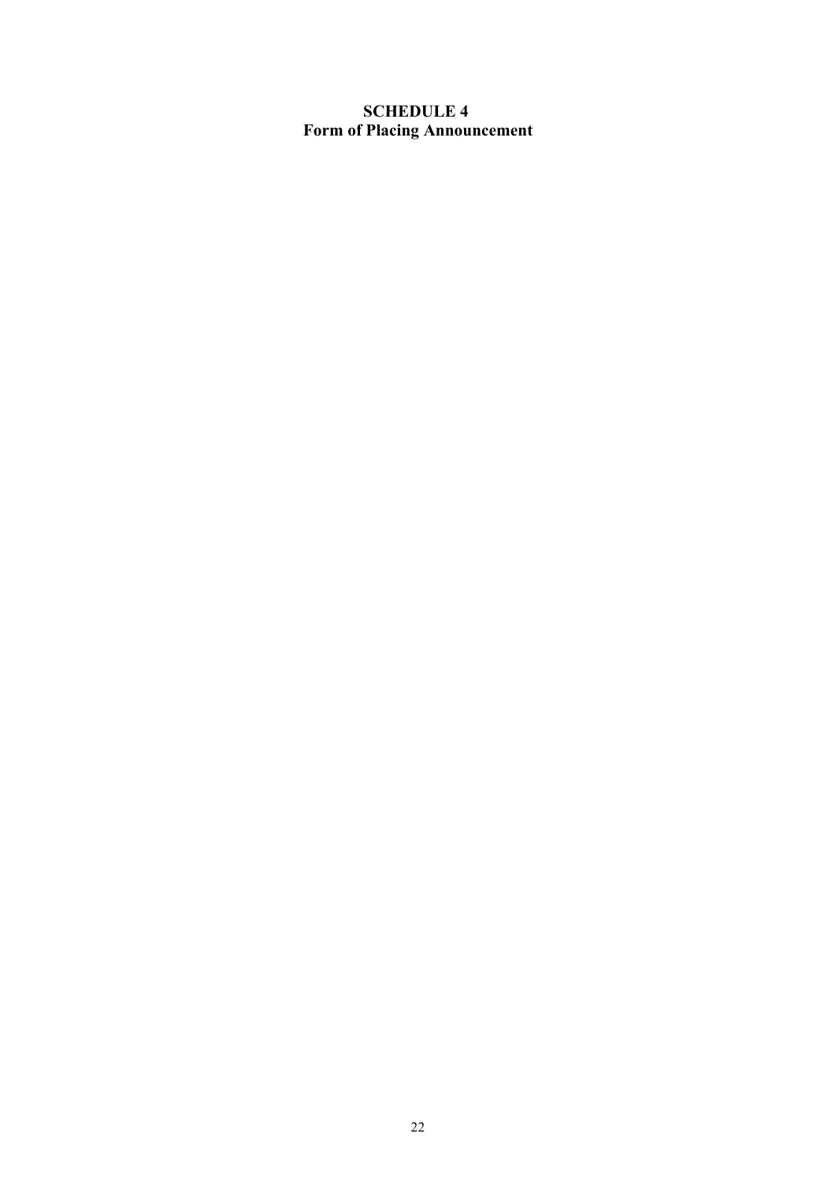# SCHEDULE 4
## Form of Placing Announcement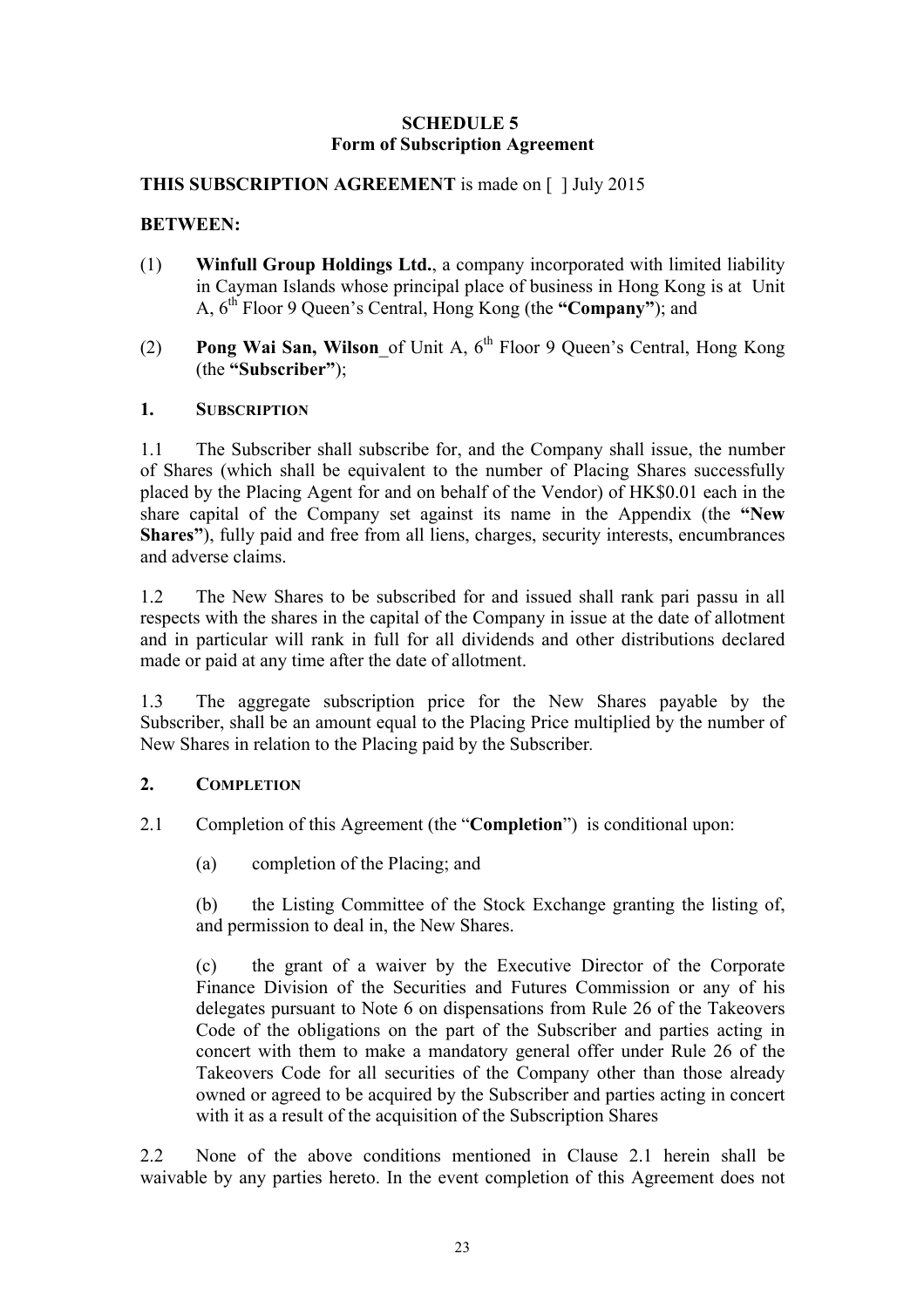**SCHEDULE 5**
**Form of Subscription Agreement**

**THIS SUBSCRIPTION AGREEMENT** is made on [ ] July 2015

**BETWEEN:**

(1) **Winfull Group Holdings Ltd.**, a company incorporated with limited liability in Cayman Islands whose principal place of business in Hong Kong is at Unit A, 6th Floor 9 Queen's Central, Hong Kong (the **"Company"**); and

(2) **Pong Wai San, Wilson** of Unit A, 6th Floor 9 Queen's Central, Hong Kong (the **"Subscriber"**);

**1. SUBSCRIPTION**

1.1 The Subscriber shall subscribe for, and the Company shall issue, the number of Shares (which shall be equivalent to the number of Placing Shares successfully placed by the Placing Agent for and on behalf of the Vendor) of HK$0.01 each in the share capital of the Company set against its name in the Appendix (the **"New Shares"**), fully paid and free from all liens, charges, security interests, encumbrances and adverse claims.

1.2 The New Shares to be subscribed for and issued shall rank pari passu in all respects with the shares in the capital of the Company in issue at the date of allotment and in particular will rank in full for all dividends and other distributions declared made or paid at any time after the date of allotment.

1.3 The aggregate subscription price for the New Shares payable by the Subscriber, shall be an amount equal to the Placing Price multiplied by the number of New Shares in relation to the Placing paid by the Subscriber.

**2. COMPLETION**

2.1 Completion of this Agreement (the "**Completion**") is conditional upon:

(a) completion of the Placing; and

(b) the Listing Committee of the Stock Exchange granting the listing of, and permission to deal in, the New Shares.

(c) the grant of a waiver by the Executive Director of the Corporate Finance Division of the Securities and Futures Commission or any of his delegates pursuant to Note 6 on dispensations from Rule 26 of the Takeovers Code of the obligations on the part of the Subscriber and parties acting in concert with them to make a mandatory general offer under Rule 26 of the Takeovers Code for all securities of the Company other than those already owned or agreed to be acquired by the Subscriber and parties acting in concert with it as a result of the acquisition of the Subscription Shares

2.2 None of the above conditions mentioned in Clause 2.1 herein shall be waivable by any parties hereto. In the event completion of this Agreement does not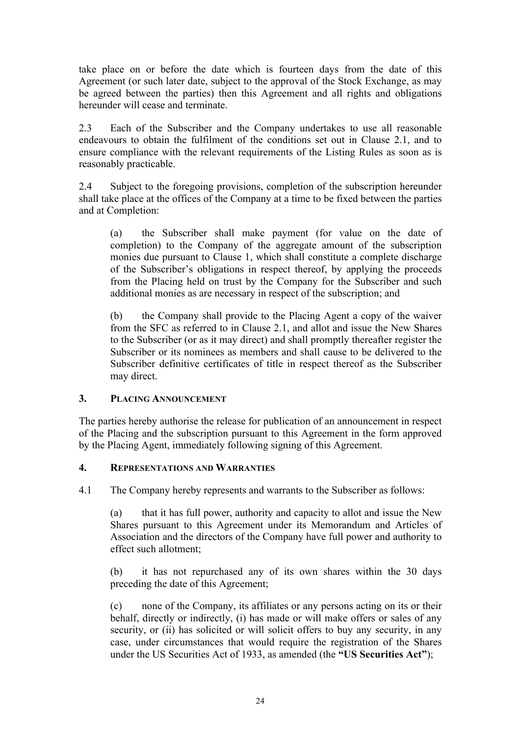take place on or before the date which is fourteen days from the date of this Agreement (or such later date, subject to the approval of the Stock Exchange, as may be agreed between the parties) then this Agreement and all rights and obligations hereunder will cease and terminate.

2.3 Each of the Subscriber and the Company undertakes to use all reasonable endeavours to obtain the fulfilment of the conditions set out in Clause 2.1, and to ensure compliance with the relevant requirements of the Listing Rules as soon as is reasonably practicable.

2.4 Subject to the foregoing provisions, completion of the subscription hereunder shall take place at the offices of the Company at a time to be fixed between the parties and at Completion:

(a) the Subscriber shall make payment (for value on the date of completion) to the Company of the aggregate amount of the subscription monies due pursuant to Clause 1, which shall constitute a complete discharge of the Subscriber's obligations in respect thereof, by applying the proceeds from the Placing held on trust by the Company for the Subscriber and such additional monies as are necessary in respect of the subscription; and

(b) the Company shall provide to the Placing Agent a copy of the waiver from the SFC as referred to in Clause 2.1, and allot and issue the New Shares to the Subscriber (or as it may direct) and shall promptly thereafter register the Subscriber or its nominees as members and shall cause to be delivered to the Subscriber definitive certificates of title in respect thereof as the Subscriber may direct.

## 3. PLACING ANNOUNCEMENT

The parties hereby authorise the release for publication of an announcement in respect of the Placing and the subscription pursuant to this Agreement in the form approved by the Placing Agent, immediately following signing of this Agreement.

## 4. REPRESENTATIONS AND WARRANTIES

4.1 The Company hereby represents and warrants to the Subscriber as follows:

(a) that it has full power, authority and capacity to allot and issue the New Shares pursuant to this Agreement under its Memorandum and Articles of Association and the directors of the Company have full power and authority to effect such allotment;

(b) it has not repurchased any of its own shares within the 30 days preceding the date of this Agreement;

(c) none of the Company, its affiliates or any persons acting on its or their behalf, directly or indirectly, (i) has made or will make offers or sales of any security, or (ii) has solicited or will solicit offers to buy any security, in any case, under circumstances that would require the registration of the Shares under the US Securities Act of 1933, as amended (the **"US Securities Act"**);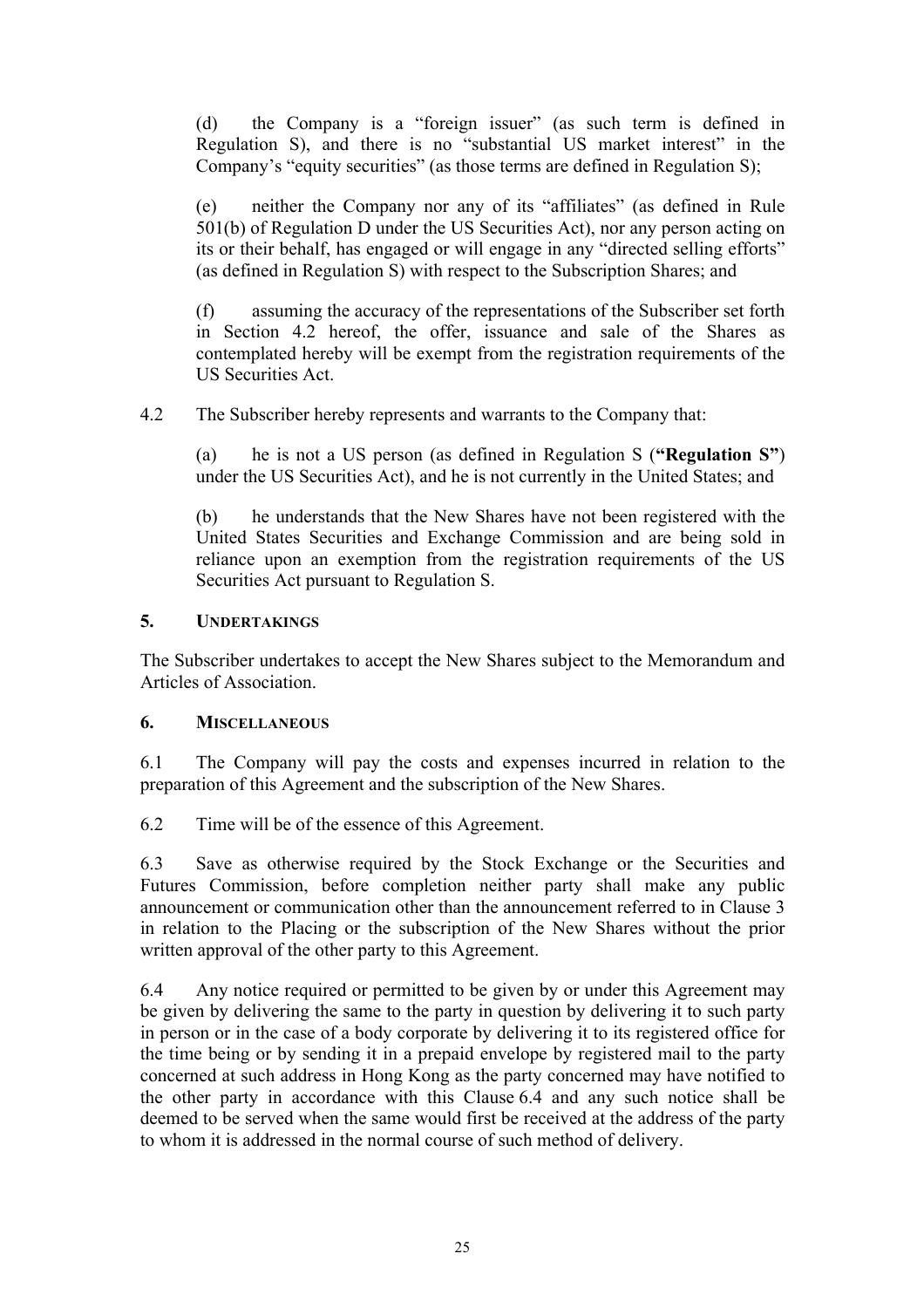(d) the Company is a "foreign issuer" (as such term is defined in Regulation S), and there is no "substantial US market interest" in the Company's "equity securities" (as those terms are defined in Regulation S);

(e) neither the Company nor any of its "affiliates" (as defined in Rule 501(b) of Regulation D under the US Securities Act), nor any person acting on its or their behalf, has engaged or will engage in any "directed selling efforts" (as defined in Regulation S) with respect to the Subscription Shares; and

(f) assuming the accuracy of the representations of the Subscriber set forth in Section 4.2 hereof, the offer, issuance and sale of the Shares as contemplated hereby will be exempt from the registration requirements of the US Securities Act.

4.2 The Subscriber hereby represents and warrants to the Company that:

(a) he is not a US person (as defined in Regulation S (**"Regulation S"**) under the US Securities Act), and he is not currently in the United States; and

(b) he understands that the New Shares have not been registered with the United States Securities and Exchange Commission and are being sold in reliance upon an exemption from the registration requirements of the US Securities Act pursuant to Regulation S.

## 5. UNDERTAKINGS

The Subscriber undertakes to accept the New Shares subject to the Memorandum and Articles of Association.

## 6. MISCELLANEOUS

6.1 The Company will pay the costs and expenses incurred in relation to the preparation of this Agreement and the subscription of the New Shares.

6.2 Time will be of the essence of this Agreement.

6.3 Save as otherwise required by the Stock Exchange or the Securities and Futures Commission, before completion neither party shall make any public announcement or communication other than the announcement referred to in Clause 3 in relation to the Placing or the subscription of the New Shares without the prior written approval of the other party to this Agreement.

6.4 Any notice required or permitted to be given by or under this Agreement may be given by delivering the same to the party in question by delivering it to such party in person or in the case of a body corporate by delivering it to its registered office for the time being or by sending it in a prepaid envelope by registered mail to the party concerned at such address in Hong Kong as the party concerned may have notified to the other party in accordance with this Clause 6.4 and any such notice shall be deemed to be served when the same would first be received at the address of the party to whom it is addressed in the normal course of such method of delivery.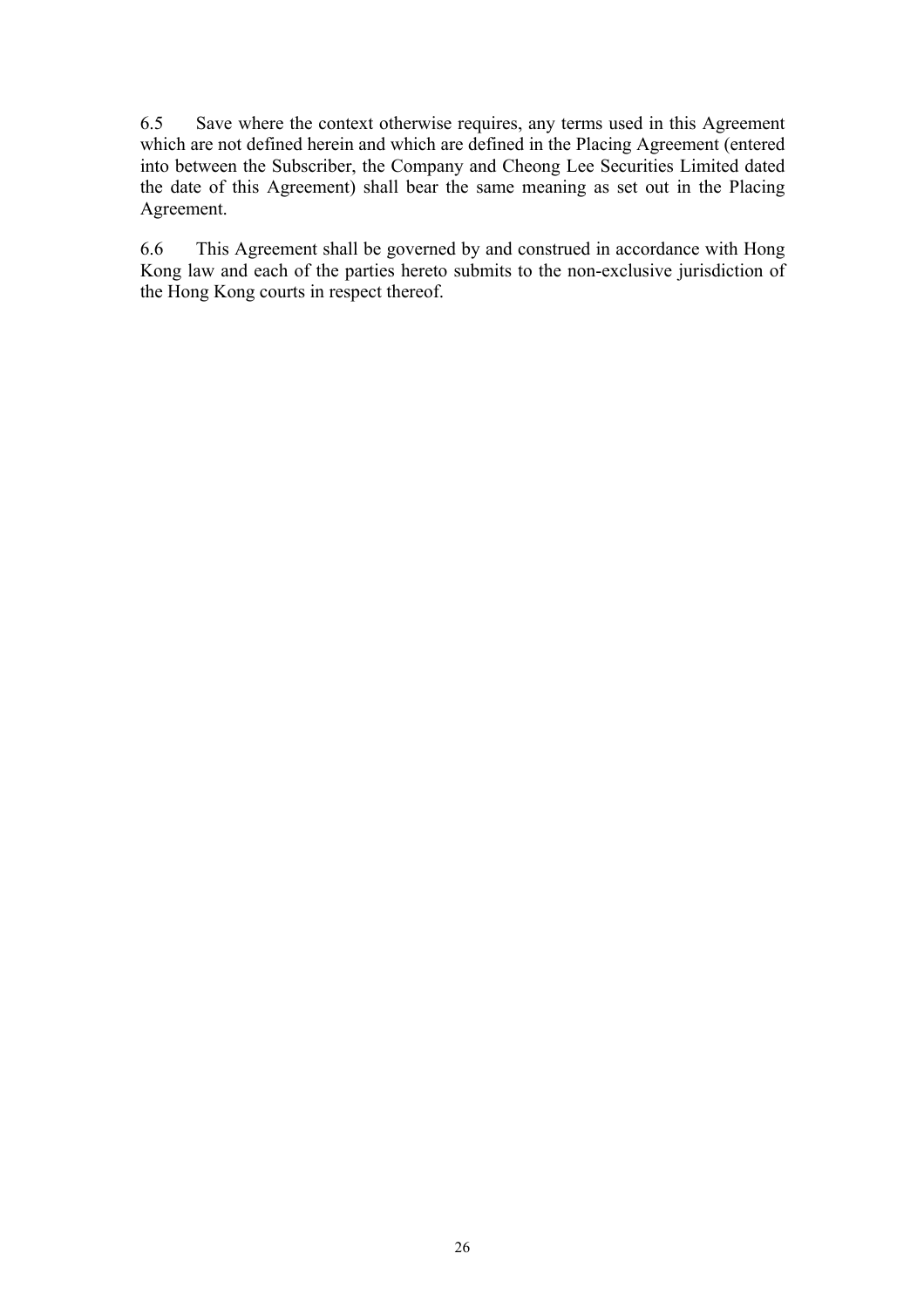6.5 Save where the context otherwise requires, any terms used in this Agreement which are not defined herein and which are defined in the Placing Agreement (entered into between the Subscriber, the Company and Cheong Lee Securities Limited dated the date of this Agreement) shall bear the same meaning as set out in the Placing Agreement.

6.6 This Agreement shall be governed by and construed in accordance with Hong Kong law and each of the parties hereto submits to the non-exclusive jurisdiction of the Hong Kong courts in respect thereof.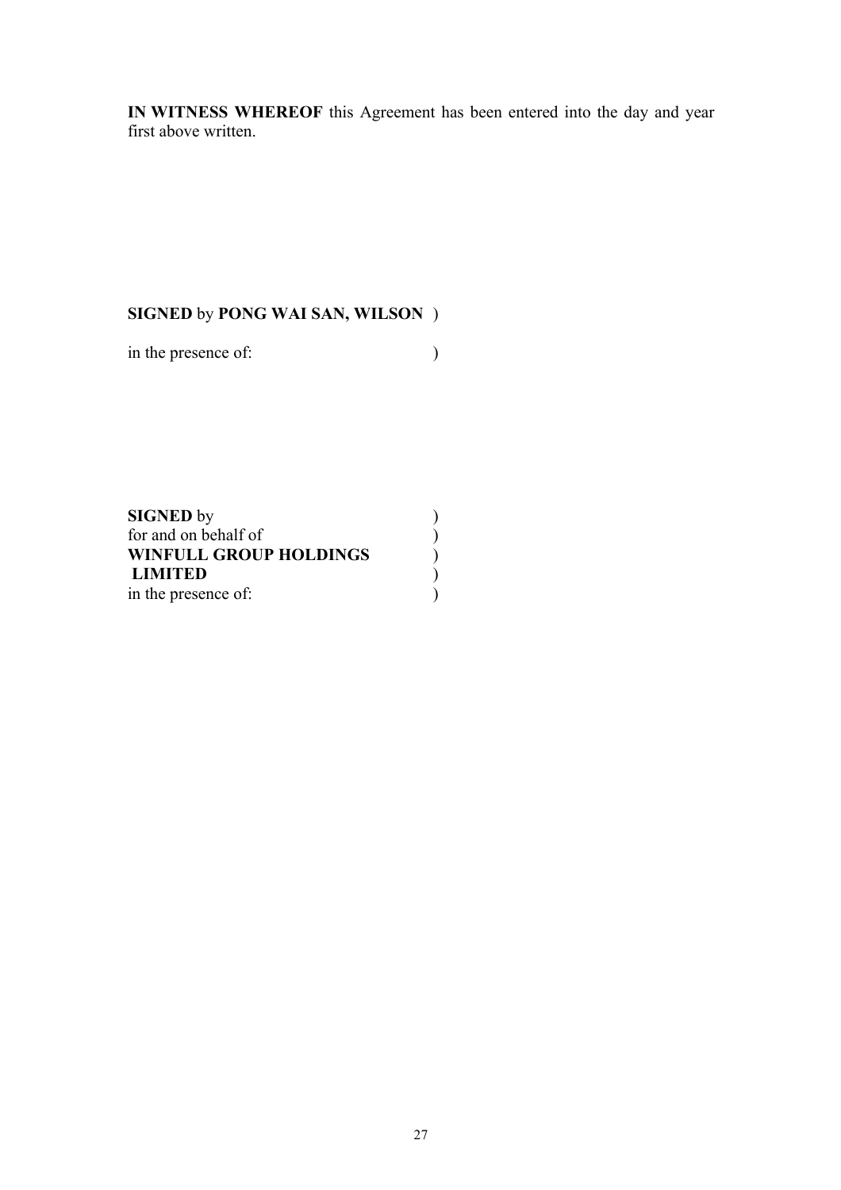**IN WITNESS WHEREOF** this Agreement has been entered into the day and year first above written.

**SIGNED** by **PONG WAI SAN, WILSON** )
in the presence of: )

**SIGNED** by )
for and on behalf of )
**WINFULL GROUP HOLDINGS** )
**LIMITED** )
in the presence of: )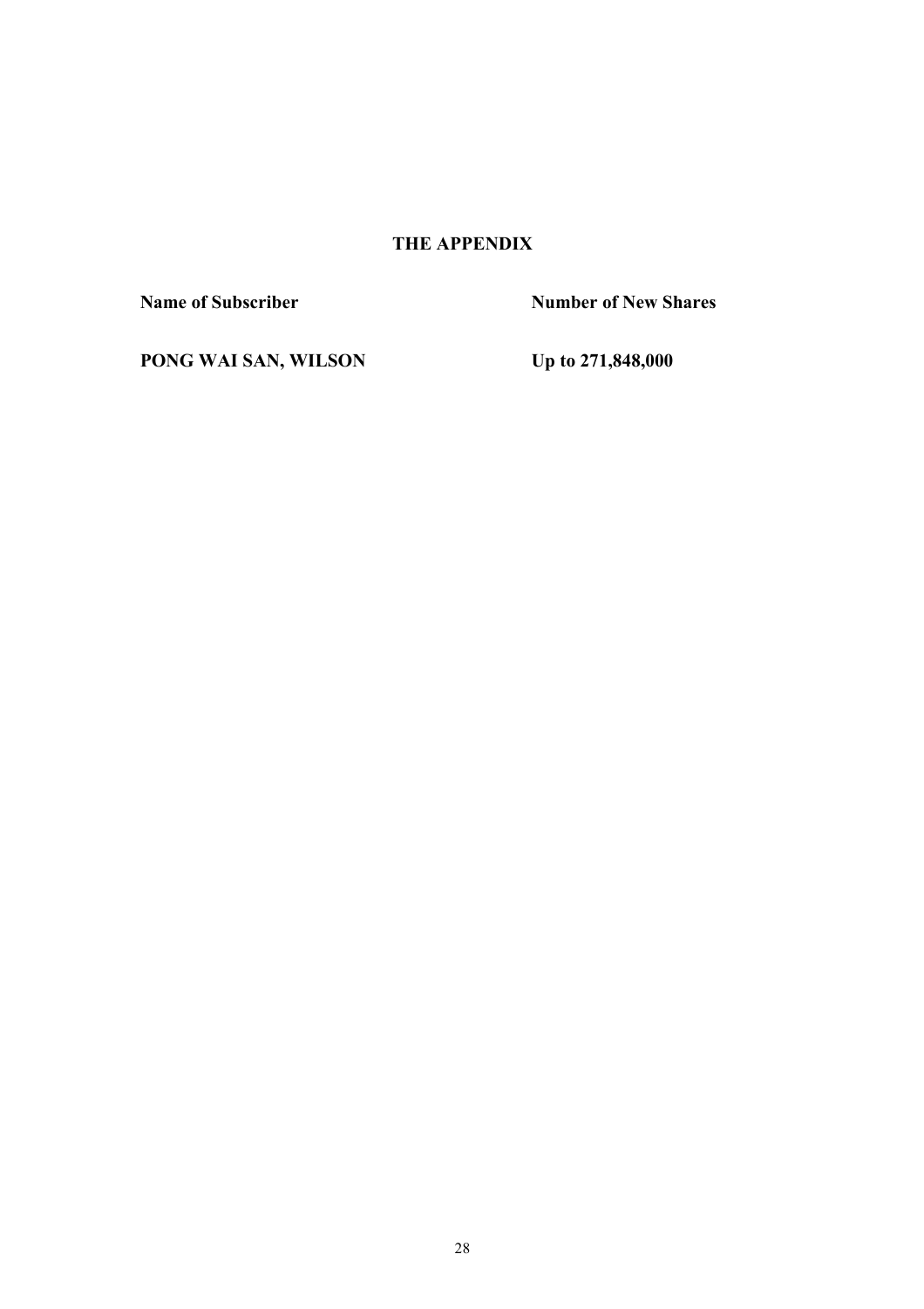## THE APPENDIX

| Name of Subscriber | Number of New Shares |
| --- | --- |
| PONG WAI SAN, WILSON | Up to 271,848,000 |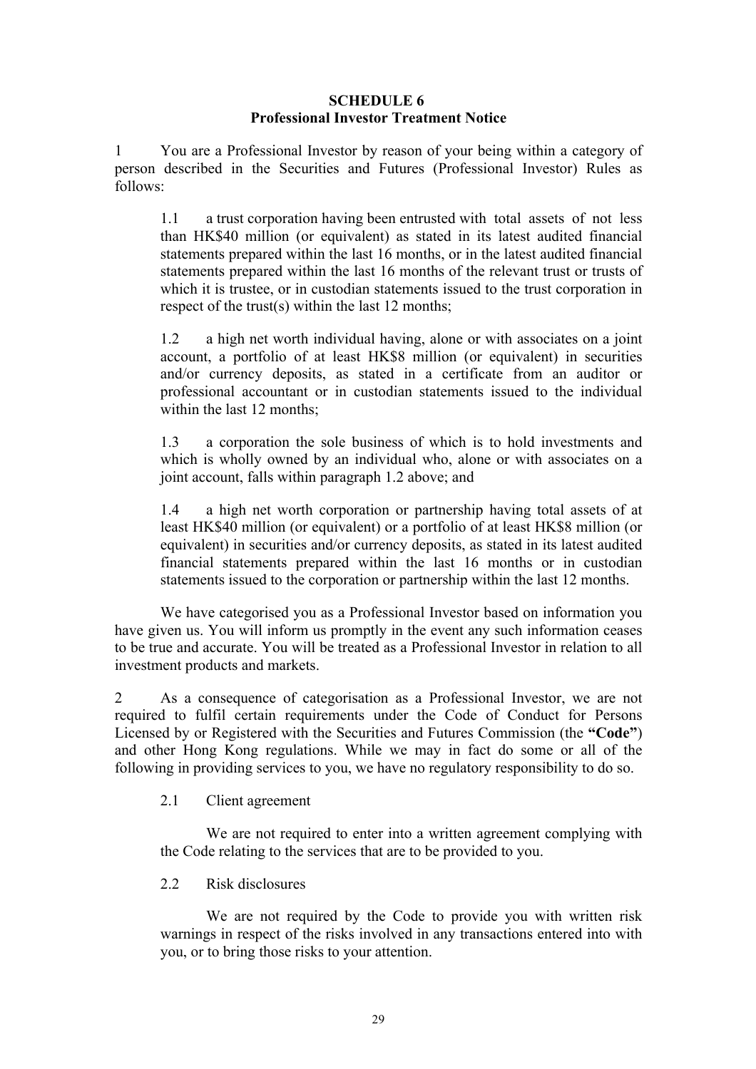# SCHEDULE 6
## Professional Investor Treatment Notice

1 You are a Professional Investor by reason of your being within a category of person described in the Securities and Futures (Professional Investor) Rules as follows:

> 1.1 a trust corporation having been entrusted with total assets of not less than HK$40 million (or equivalent) as stated in its latest audited financial statements prepared within the last 16 months, or in the latest audited financial statements prepared within the last 16 months of the relevant trust or trusts of which it is trustee, or in custodian statements issued to the trust corporation in respect of the trust(s) within the last 12 months;
>
> 1.2 a high net worth individual having, alone or with associates on a joint account, a portfolio of at least HK$8 million (or equivalent) in securities and/or currency deposits, as stated in a certificate from an auditor or professional accountant or in custodian statements issued to the individual within the last 12 months;
>
> 1.3 a corporation the sole business of which is to hold investments and which is wholly owned by an individual who, alone or with associates on a joint account, falls within paragraph 1.2 above; and
>
> 1.4 a high net worth corporation or partnership having total assets of at least HK$40 million (or equivalent) or a portfolio of at least HK$8 million (or equivalent) in securities and/or currency deposits, as stated in its latest audited financial statements prepared within the last 16 months or in custodian statements issued to the corporation or partnership within the last 12 months.

We have categorised you as a Professional Investor based on information you have given us. You will inform us promptly in the event any such information ceases to be true and accurate. You will be treated as a Professional Investor in relation to all investment products and markets.

2 As a consequence of categorisation as a Professional Investor, we are not required to fulfil certain requirements under the Code of Conduct for Persons Licensed by or Registered with the Securities and Futures Commission (the **"Code"**) and other Hong Kong regulations. While we may in fact do some or all of the following in providing services to you, we have no regulatory responsibility to do so.

> 2.1 Client agreement
>
> We are not required to enter into a written agreement complying with the Code relating to the services that are to be provided to you.
>
> 2.2 Risk disclosures
>
> We are not required by the Code to provide you with written risk warnings in respect of the risks involved in any transactions entered into with you, or to bring those risks to your attention.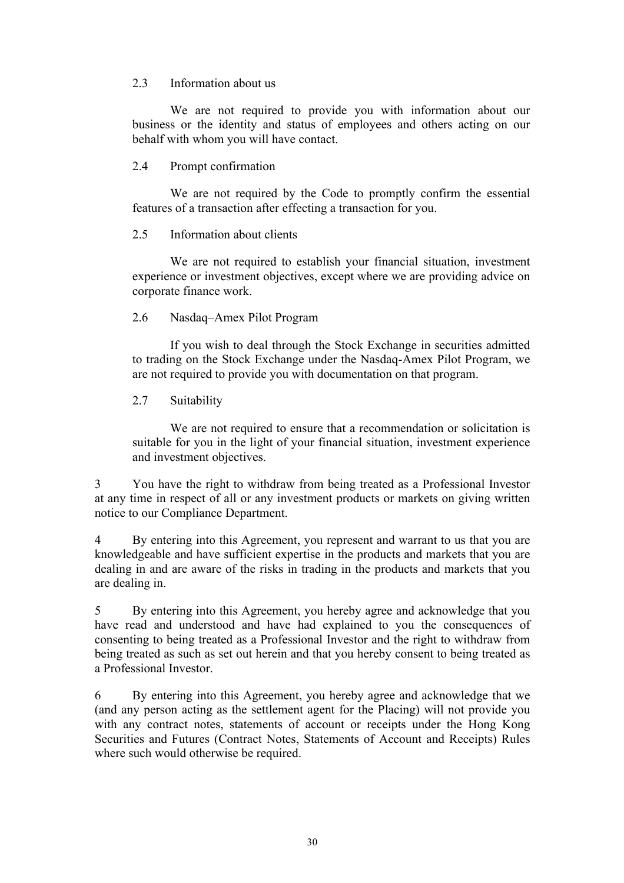2.3 Information about us

We are not required to provide you with information about our business or the identity and status of employees and others acting on our behalf with whom you will have contact.

2.4 Prompt confirmation

We are not required by the Code to promptly confirm the essential features of a transaction after effecting a transaction for you.

2.5 Information about clients

We are not required to establish your financial situation, investment experience or investment objectives, except where we are providing advice on corporate finance work.

2.6 Nasdaq–Amex Pilot Program

If you wish to deal through the Stock Exchange in securities admitted to trading on the Stock Exchange under the Nasdaq-Amex Pilot Program, we are not required to provide you with documentation on that program.

2.7 Suitability

We are not required to ensure that a recommendation or solicitation is suitable for you in the light of your financial situation, investment experience and investment objectives.

3 You have the right to withdraw from being treated as a Professional Investor at any time in respect of all or any investment products or markets on giving written notice to our Compliance Department.

4 By entering into this Agreement, you represent and warrant to us that you are knowledgeable and have sufficient expertise in the products and markets that you are dealing in and are aware of the risks in trading in the products and markets that you are dealing in.

5 By entering into this Agreement, you hereby agree and acknowledge that you have read and understood and have had explained to you the consequences of consenting to being treated as a Professional Investor and the right to withdraw from being treated as such as set out herein and that you hereby consent to being treated as a Professional Investor.

6 By entering into this Agreement, you hereby agree and acknowledge that we (and any person acting as the settlement agent for the Placing) will not provide you with any contract notes, statements of account or receipts under the Hong Kong Securities and Futures (Contract Notes, Statements of Account and Receipts) Rules where such would otherwise be required.